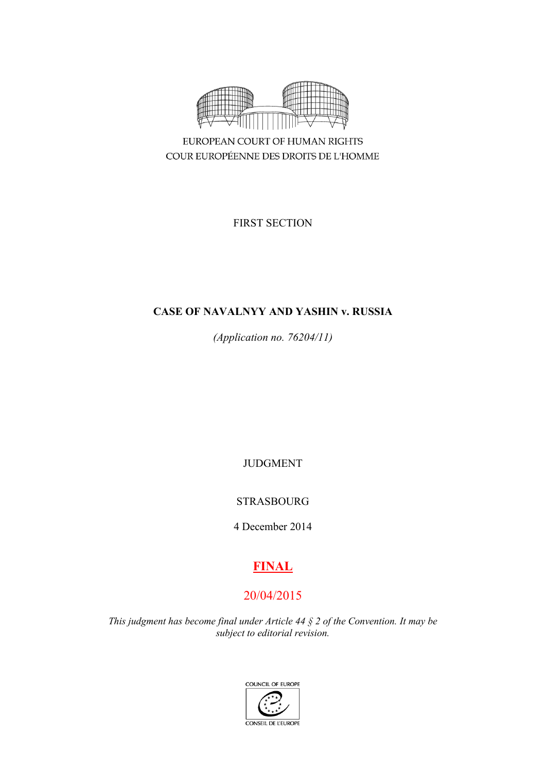EUROPEAN COURT OF HUMAN RIGHTS
COUR EUROPÉENNE DES DROITS DE L'HOMME

FIRST SECTION

# CASE OF NAVALNYY AND YASHIN v. RUSSIA

*(Application no. 76204/11)*

JUDGMENT

STRASBOURG

4 December 2014

**FINAL**

20/04/2015

*This judgment has become final under Article 44 § 2 of the Convention. It may be subject to editorial revision.*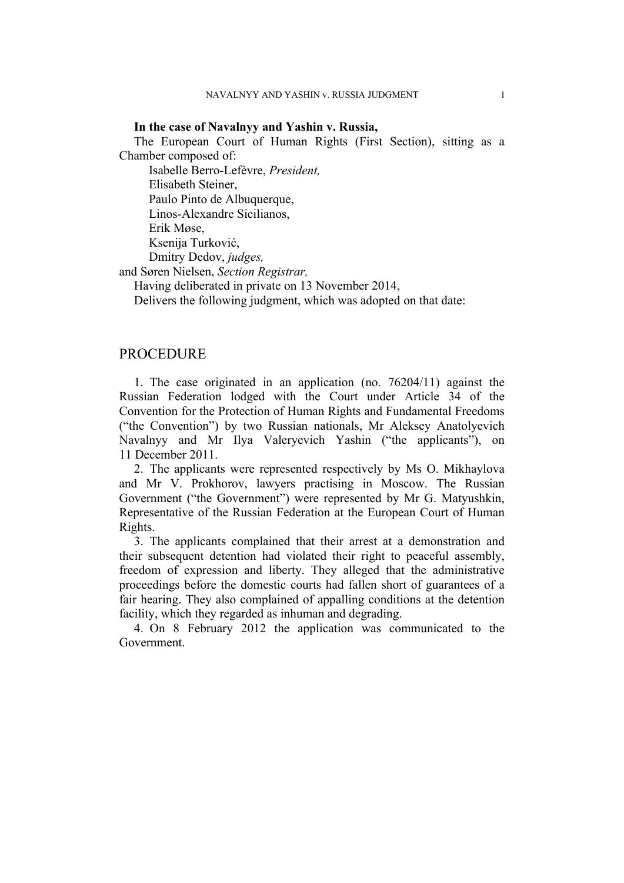**In the case of Navalnyy and Yashin v. Russia,**

The European Court of Human Rights (First Section), sitting as a Chamber composed of:

Isabelle Berro-Lefèvre, *President,*
Elisabeth Steiner,
Paulo Pinto de Albuquerque,
Linos-Alexandre Sicilianos,
Erik Møse,
Ksenija Turković,
Dmitry Dedov, *judges,*
and Søren Nielsen, *Section Registrar,*

Having deliberated in private on 13 November 2014,

Delivers the following judgment, which was adopted on that date:

## PROCEDURE

1. The case originated in an application (no. 76204/11) against the Russian Federation lodged with the Court under Article 34 of the Convention for the Protection of Human Rights and Fundamental Freedoms ("the Convention") by two Russian nationals, Mr Aleksey Anatolyevich Navalnyy and Mr Ilya Valeryevich Yashin ("the applicants"), on 11 December 2011.

2. The applicants were represented respectively by Ms O. Mikhaylova and Mr V. Prokhorov, lawyers practising in Moscow. The Russian Government ("the Government") were represented by Mr G. Matyushkin, Representative of the Russian Federation at the European Court of Human Rights.

3. The applicants complained that their arrest at a demonstration and their subsequent detention had violated their right to peaceful assembly, freedom of expression and liberty. They alleged that the administrative proceedings before the domestic courts had fallen short of guarantees of a fair hearing. They also complained of appalling conditions at the detention facility, which they regarded as inhuman and degrading.

4. On 8 February 2012 the application was communicated to the Government.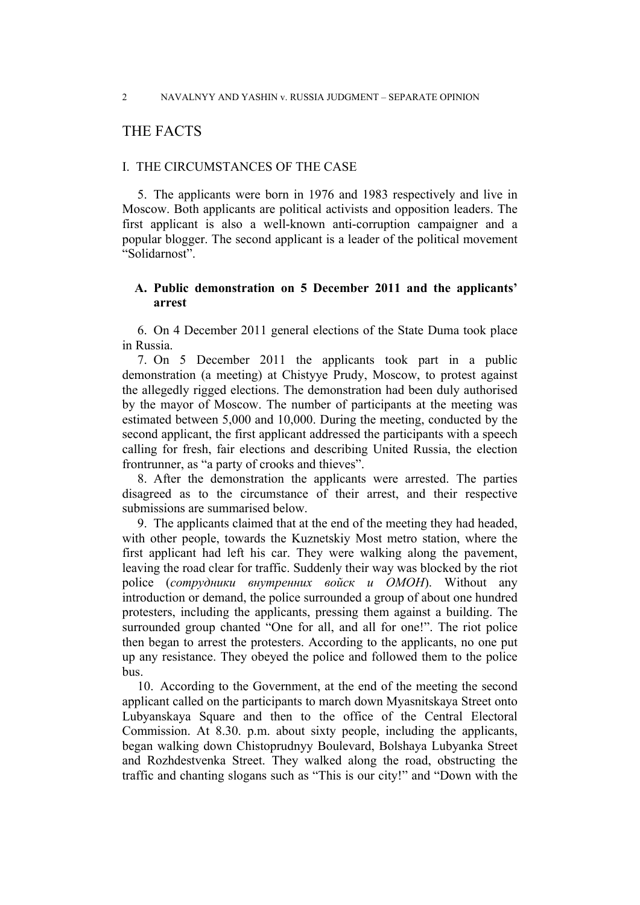# THE FACTS

## I. THE CIRCUMSTANCES OF THE CASE

5. The applicants were born in 1976 and 1983 respectively and live in Moscow. Both applicants are political activists and opposition leaders. The first applicant is also a well-known anti-corruption campaigner and a popular blogger. The second applicant is a leader of the political movement "Solidarnost".

### A. Public demonstration on 5 December 2011 and the applicants' arrest

6. On 4 December 2011 general elections of the State Duma took place in Russia.

7. On 5 December 2011 the applicants took part in a public demonstration (a meeting) at Chistyye Prudy, Moscow, to protest against the allegedly rigged elections. The demonstration had been duly authorised by the mayor of Moscow. The number of participants at the meeting was estimated between 5,000 and 10,000. During the meeting, conducted by the second applicant, the first applicant addressed the participants with a speech calling for fresh, fair elections and describing United Russia, the election frontrunner, as "a party of crooks and thieves".

8. After the demonstration the applicants were arrested. The parties disagreed as to the circumstance of their arrest, and their respective submissions are summarised below.

9. The applicants claimed that at the end of the meeting they had headed, with other people, towards the Kuznetskiy Most metro station, where the first applicant had left his car. They were walking along the pavement, leaving the road clear for traffic. Suddenly their way was blocked by the riot police (*сотрудники внутренних войск и ОМОН*). Without any introduction or demand, the police surrounded a group of about one hundred protesters, including the applicants, pressing them against a building. The surrounded group chanted "One for all, and all for one!". The riot police then began to arrest the protesters. According to the applicants, no one put up any resistance. They obeyed the police and followed them to the police bus.

10. According to the Government, at the end of the meeting the second applicant called on the participants to march down Myasnitskaya Street onto Lubyanskaya Square and then to the office of the Central Electoral Commission. At 8.30. p.m. about sixty people, including the applicants, began walking down Chistoprudnyy Boulevard, Bolshaya Lubyanka Street and Rozhdestvenka Street. They walked along the road, obstructing the traffic and chanting slogans such as "This is our city!" and "Down with the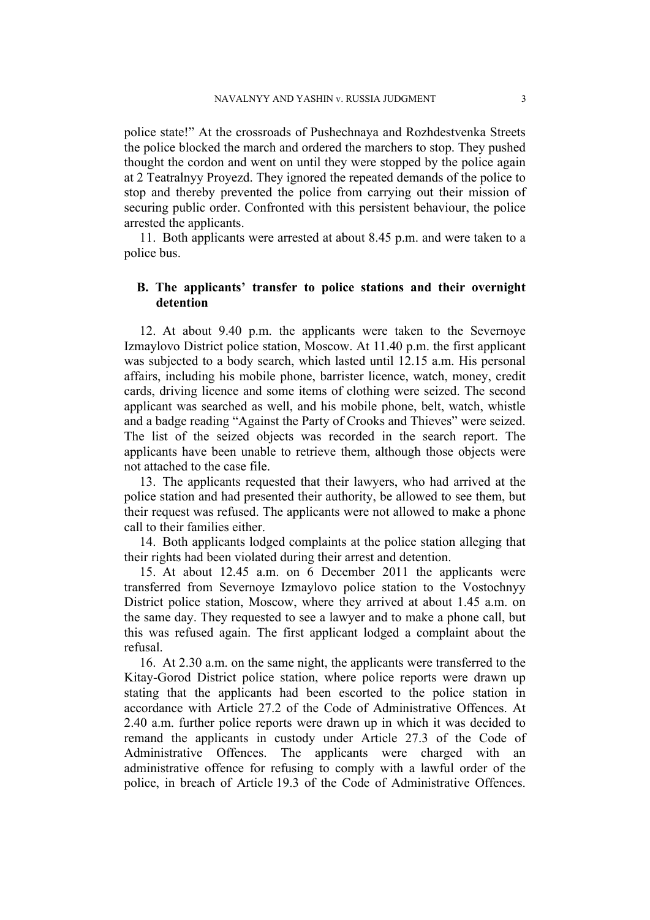police state!" At the crossroads of Pushechnaya and Rozhdestvenka Streets the police blocked the march and ordered the marchers to stop. They pushed thought the cordon and went on until they were stopped by the police again at 2 Teatralnyy Proyezd. They ignored the repeated demands of the police to stop and thereby prevented the police from carrying out their mission of securing public order. Confronted with this persistent behaviour, the police arrested the applicants.

11. Both applicants were arrested at about 8.45 p.m. and were taken to a police bus.

### B. The applicants' transfer to police stations and their overnight detention

12. At about 9.40 p.m. the applicants were taken to the Severnoye Izmaylovo District police station, Moscow. At 11.40 p.m. the first applicant was subjected to a body search, which lasted until 12.15 a.m. His personal affairs, including his mobile phone, barrister licence, watch, money, credit cards, driving licence and some items of clothing were seized. The second applicant was searched as well, and his mobile phone, belt, watch, whistle and a badge reading "Against the Party of Crooks and Thieves" were seized. The list of the seized objects was recorded in the search report. The applicants have been unable to retrieve them, although those objects were not attached to the case file.

13. The applicants requested that their lawyers, who had arrived at the police station and had presented their authority, be allowed to see them, but their request was refused. The applicants were not allowed to make a phone call to their families either.

14. Both applicants lodged complaints at the police station alleging that their rights had been violated during their arrest and detention.

15. At about 12.45 a.m. on 6 December 2011 the applicants were transferred from Severnoye Izmaylovo police station to the Vostochnyy District police station, Moscow, where they arrived at about 1.45 a.m. on the same day. They requested to see a lawyer and to make a phone call, but this was refused again. The first applicant lodged a complaint about the refusal.

16. At 2.30 a.m. on the same night, the applicants were transferred to the Kitay-Gorod District police station, where police reports were drawn up stating that the applicants had been escorted to the police station in accordance with Article 27.2 of the Code of Administrative Offences. At 2.40 a.m. further police reports were drawn up in which it was decided to remand the applicants in custody under Article 27.3 of the Code of Administrative Offences. The applicants were charged with an administrative offence for refusing to comply with a lawful order of the police, in breach of Article 19.3 of the Code of Administrative Offences.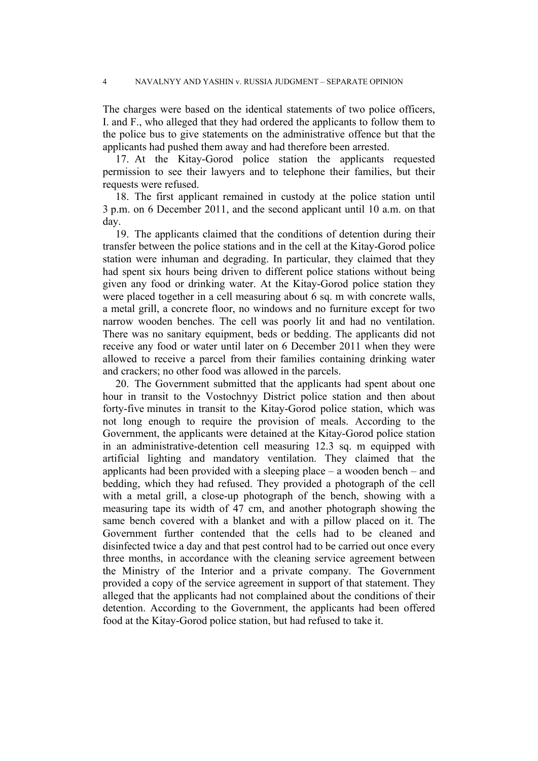The charges were based on the identical statements of two police officers, I. and F., who alleged that they had ordered the applicants to follow them to the police bus to give statements on the administrative offence but that the applicants had pushed them away and had therefore been arrested.

17. At the Kitay-Gorod police station the applicants requested permission to see their lawyers and to telephone their families, but their requests were refused.

18. The first applicant remained in custody at the police station until 3 p.m. on 6 December 2011, and the second applicant until 10 a.m. on that day.

19. The applicants claimed that the conditions of detention during their transfer between the police stations and in the cell at the Kitay-Gorod police station were inhuman and degrading. In particular, they claimed that they had spent six hours being driven to different police stations without being given any food or drinking water. At the Kitay-Gorod police station they were placed together in a cell measuring about 6 sq. m with concrete walls, a metal grill, a concrete floor, no windows and no furniture except for two narrow wooden benches. The cell was poorly lit and had no ventilation. There was no sanitary equipment, beds or bedding. The applicants did not receive any food or water until later on 6 December 2011 when they were allowed to receive a parcel from their families containing drinking water and crackers; no other food was allowed in the parcels.

20. The Government submitted that the applicants had spent about one hour in transit to the Vostochnyy District police station and then about forty-five minutes in transit to the Kitay-Gorod police station, which was not long enough to require the provision of meals. According to the Government, the applicants were detained at the Kitay-Gorod police station in an administrative-detention cell measuring 12.3 sq. m equipped with artificial lighting and mandatory ventilation. They claimed that the applicants had been provided with a sleeping place – a wooden bench – and bedding, which they had refused. They provided a photograph of the cell with a metal grill, a close-up photograph of the bench, showing with a measuring tape its width of 47 cm, and another photograph showing the same bench covered with a blanket and with a pillow placed on it. The Government further contended that the cells had to be cleaned and disinfected twice a day and that pest control had to be carried out once every three months, in accordance with the cleaning service agreement between the Ministry of the Interior and a private company. The Government provided a copy of the service agreement in support of that statement. They alleged that the applicants had not complained about the conditions of their detention. According to the Government, the applicants had been offered food at the Kitay-Gorod police station, but had refused to take it.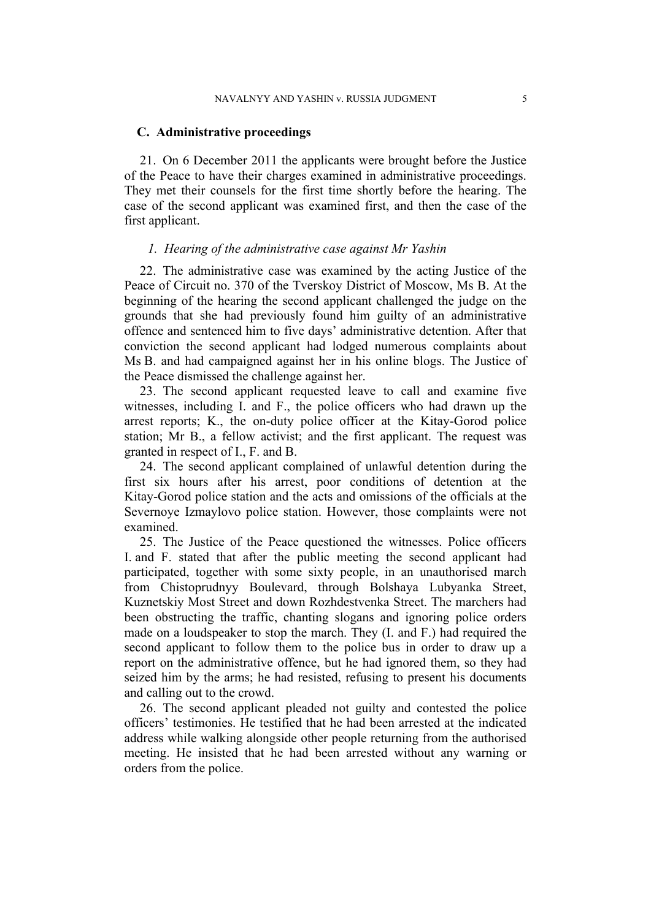## C. Administrative proceedings

21. On 6 December 2011 the applicants were brought before the Justice of the Peace to have their charges examined in administrative proceedings. They met their counsels for the first time shortly before the hearing. The case of the second applicant was examined first, and then the case of the first applicant.

### *1. Hearing of the administrative case against Mr Yashin*

22. The administrative case was examined by the acting Justice of the Peace of Circuit no. 370 of the Tverskoy District of Moscow, Ms B. At the beginning of the hearing the second applicant challenged the judge on the grounds that she had previously found him guilty of an administrative offence and sentenced him to five days' administrative detention. After that conviction the second applicant had lodged numerous complaints about Ms B. and had campaigned against her in his online blogs. The Justice of the Peace dismissed the challenge against her.

23. The second applicant requested leave to call and examine five witnesses, including I. and F., the police officers who had drawn up the arrest reports; K., the on-duty police officer at the Kitay-Gorod police station; Mr B., a fellow activist; and the first applicant. The request was granted in respect of I., F. and B.

24. The second applicant complained of unlawful detention during the first six hours after his arrest, poor conditions of detention at the Kitay-Gorod police station and the acts and omissions of the officials at the Severnoye Izmaylovo police station. However, those complaints were not examined.

25. The Justice of the Peace questioned the witnesses. Police officers I. and F. stated that after the public meeting the second applicant had participated, together with some sixty people, in an unauthorised march from Chistoprudnyy Boulevard, through Bolshaya Lubyanka Street, Kuznetskiy Most Street and down Rozhdestvenka Street. The marchers had been obstructing the traffic, chanting slogans and ignoring police orders made on a loudspeaker to stop the march. They (I. and F.) had required the second applicant to follow them to the police bus in order to draw up a report on the administrative offence, but he had ignored them, so they had seized him by the arms; he had resisted, refusing to present his documents and calling out to the crowd.

26. The second applicant pleaded not guilty and contested the police officers' testimonies. He testified that he had been arrested at the indicated address while walking alongside other people returning from the authorised meeting. He insisted that he had been arrested without any warning or orders from the police.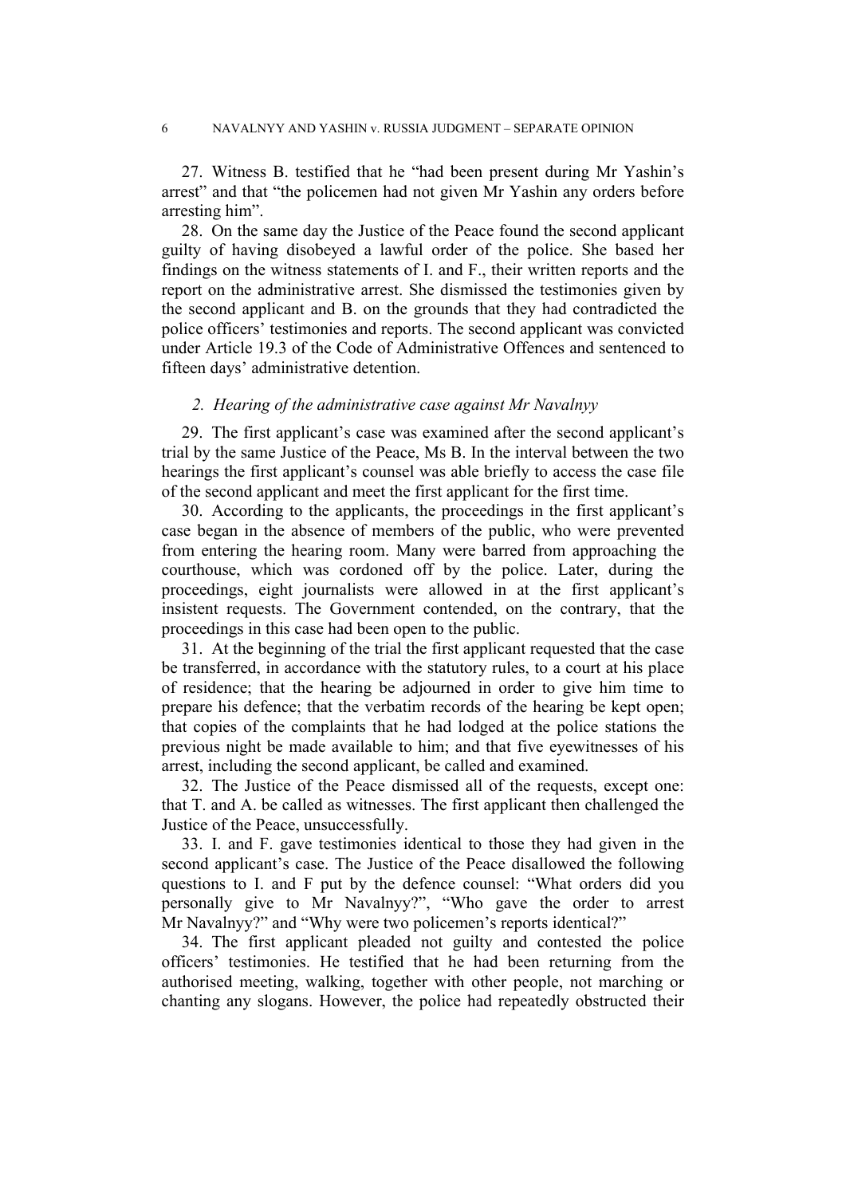27. Witness B. testified that he "had been present during Mr Yashin's arrest" and that "the policemen had not given Mr Yashin any orders before arresting him".

28. On the same day the Justice of the Peace found the second applicant guilty of having disobeyed a lawful order of the police. She based her findings on the witness statements of I. and F., their written reports and the report on the administrative arrest. She dismissed the testimonies given by the second applicant and B. on the grounds that they had contradicted the police officers' testimonies and reports. The second applicant was convicted under Article 19.3 of the Code of Administrative Offences and sentenced to fifteen days' administrative detention.

### *2. Hearing of the administrative case against Mr Navalnyy*

29. The first applicant's case was examined after the second applicant's trial by the same Justice of the Peace, Ms B. In the interval between the two hearings the first applicant's counsel was able briefly to access the case file of the second applicant and meet the first applicant for the first time.

30. According to the applicants, the proceedings in the first applicant's case began in the absence of members of the public, who were prevented from entering the hearing room. Many were barred from approaching the courthouse, which was cordoned off by the police. Later, during the proceedings, eight journalists were allowed in at the first applicant's insistent requests. The Government contended, on the contrary, that the proceedings in this case had been open to the public.

31. At the beginning of the trial the first applicant requested that the case be transferred, in accordance with the statutory rules, to a court at his place of residence; that the hearing be adjourned in order to give him time to prepare his defence; that the verbatim records of the hearing be kept open; that copies of the complaints that he had lodged at the police stations the previous night be made available to him; and that five eyewitnesses of his arrest, including the second applicant, be called and examined.

32. The Justice of the Peace dismissed all of the requests, except one: that T. and A. be called as witnesses. The first applicant then challenged the Justice of the Peace, unsuccessfully.

33. I. and F. gave testimonies identical to those they had given in the second applicant's case. The Justice of the Peace disallowed the following questions to I. and F put by the defence counsel: "What orders did you personally give to Mr Navalnyy?", "Who gave the order to arrest Mr Navalnyy?" and "Why were two policemen's reports identical?"

34. The first applicant pleaded not guilty and contested the police officers' testimonies. He testified that he had been returning from the authorised meeting, walking, together with other people, not marching or chanting any slogans. However, the police had repeatedly obstructed their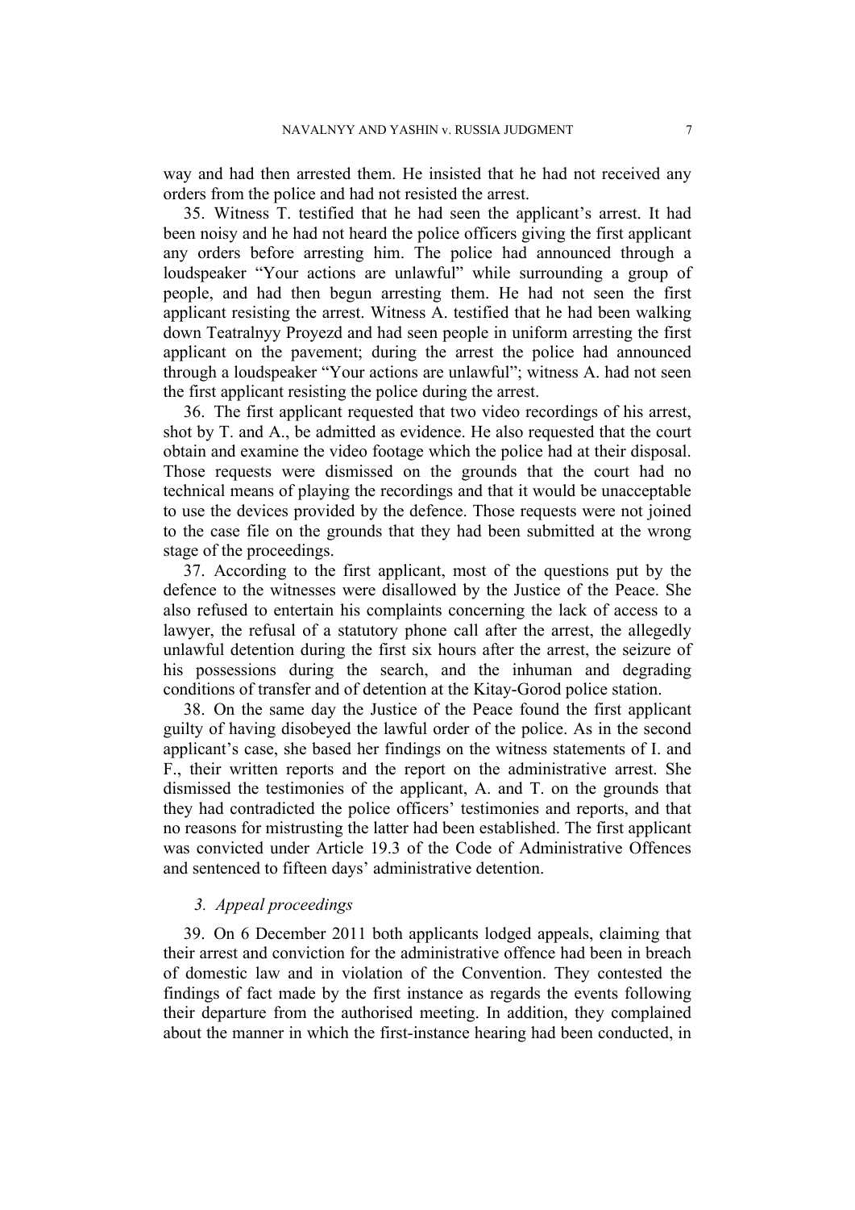way and had then arrested them. He insisted that he had not received any orders from the police and had not resisted the arrest.

35. Witness T. testified that he had seen the applicant's arrest. It had been noisy and he had not heard the police officers giving the first applicant any orders before arresting him. The police had announced through a loudspeaker "Your actions are unlawful" while surrounding a group of people, and had then begun arresting them. He had not seen the first applicant resisting the arrest. Witness A. testified that he had been walking down Teatralnyy Proyezd and had seen people in uniform arresting the first applicant on the pavement; during the arrest the police had announced through a loudspeaker "Your actions are unlawful"; witness A. had not seen the first applicant resisting the police during the arrest.

36. The first applicant requested that two video recordings of his arrest, shot by T. and A., be admitted as evidence. He also requested that the court obtain and examine the video footage which the police had at their disposal. Those requests were dismissed on the grounds that the court had no technical means of playing the recordings and that it would be unacceptable to use the devices provided by the defence. Those requests were not joined to the case file on the grounds that they had been submitted at the wrong stage of the proceedings.

37. According to the first applicant, most of the questions put by the defence to the witnesses were disallowed by the Justice of the Peace. She also refused to entertain his complaints concerning the lack of access to a lawyer, the refusal of a statutory phone call after the arrest, the allegedly unlawful detention during the first six hours after the arrest, the seizure of his possessions during the search, and the inhuman and degrading conditions of transfer and of detention at the Kitay-Gorod police station.

38. On the same day the Justice of the Peace found the first applicant guilty of having disobeyed the lawful order of the police. As in the second applicant's case, she based her findings on the witness statements of I. and F., their written reports and the report on the administrative arrest. She dismissed the testimonies of the applicant, A. and T. on the grounds that they had contradicted the police officers' testimonies and reports, and that no reasons for mistrusting the latter had been established. The first applicant was convicted under Article 19.3 of the Code of Administrative Offences and sentenced to fifteen days' administrative detention.

### *3. Appeal proceedings*

39. On 6 December 2011 both applicants lodged appeals, claiming that their arrest and conviction for the administrative offence had been in breach of domestic law and in violation of the Convention. They contested the findings of fact made by the first instance as regards the events following their departure from the authorised meeting. In addition, they complained about the manner in which the first-instance hearing had been conducted, in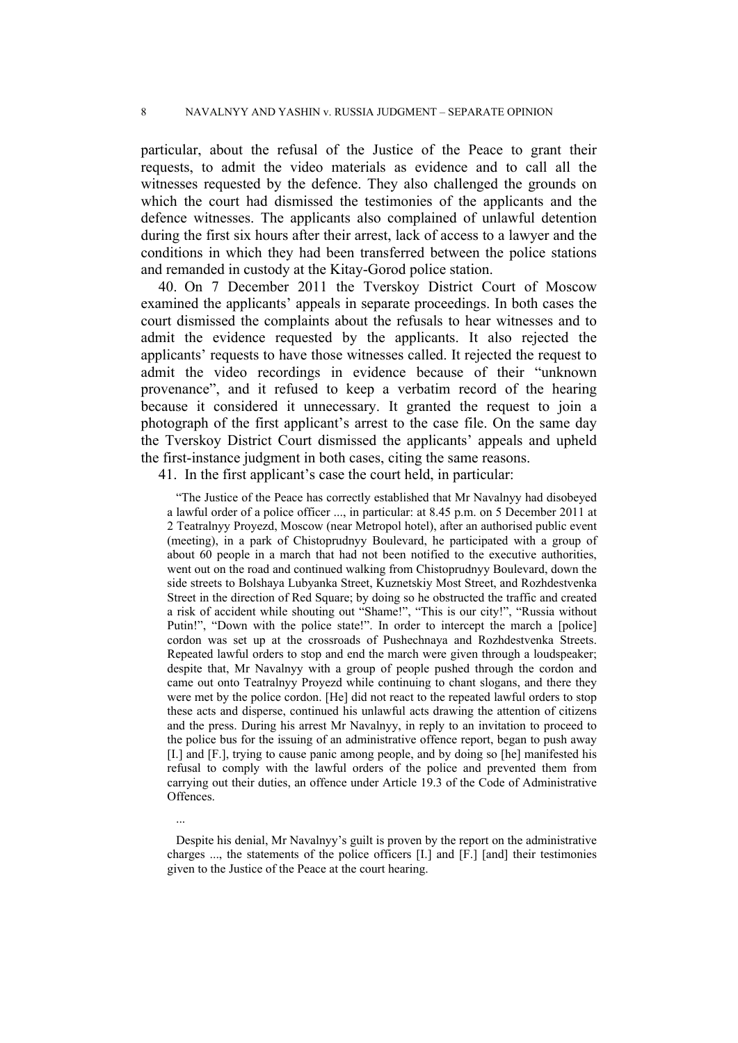particular, about the refusal of the Justice of the Peace to grant their requests, to admit the video materials as evidence and to call all the witnesses requested by the defence. They also challenged the grounds on which the court had dismissed the testimonies of the applicants and the defence witnesses. The applicants also complained of unlawful detention during the first six hours after their arrest, lack of access to a lawyer and the conditions in which they had been transferred between the police stations and remanded in custody at the Kitay-Gorod police station.

40. On 7 December 2011 the Tverskoy District Court of Moscow examined the applicants' appeals in separate proceedings. In both cases the court dismissed the complaints about the refusals to hear witnesses and to admit the evidence requested by the applicants. It also rejected the applicants' requests to have those witnesses called. It rejected the request to admit the video recordings in evidence because of their "unknown provenance", and it refused to keep a verbatim record of the hearing because it considered it unnecessary. It granted the request to join a photograph of the first applicant's arrest to the case file. On the same day the Tverskoy District Court dismissed the applicants' appeals and upheld the first-instance judgment in both cases, citing the same reasons.

41. In the first applicant's case the court held, in particular:

> "The Justice of the Peace has correctly established that Mr Navalnyy had disobeyed a lawful order of a police officer ..., in particular: at 8.45 p.m. on 5 December 2011 at 2 Teatralnyy Proyezd, Moscow (near Metropol hotel), after an authorised public event (meeting), in a park of Chistoprudnyy Boulevard, he participated with a group of about 60 people in a march that had not been notified to the executive authorities, went out on the road and continued walking from Chistoprudnyy Boulevard, down the side streets to Bolshaya Lubyanka Street, Kuznetskiy Most Street, and Rozhdestvenka Street in the direction of Red Square; by doing so he obstructed the traffic and created a risk of accident while shouting out "Shame!", "This is our city!", "Russia without Putin!", "Down with the police state!". In order to intercept the march a [police] cordon was set up at the crossroads of Pushechnaya and Rozhdestvenka Streets. Repeated lawful orders to stop and end the march were given through a loudspeaker; despite that, Mr Navalnyy with a group of people pushed through the cordon and came out onto Teatralnyy Proyezd while continuing to chant slogans, and there they were met by the police cordon. [He] did not react to the repeated lawful orders to stop these acts and disperse, continued his unlawful acts drawing the attention of citizens and the press. During his arrest Mr Navalnyy, in reply to an invitation to proceed to the police bus for the issuing of an administrative offence report, began to push away [I.] and [F.], trying to cause panic among people, and by doing so [he] manifested his refusal to comply with the lawful orders of the police and prevented them from carrying out their duties, an offence under Article 19.3 of the Code of Administrative Offences.
>
> ...
>
> Despite his denial, Mr Navalnyy's guilt is proven by the report on the administrative charges ..., the statements of the police officers [I.] and [F.] [and] their testimonies given to the Justice of the Peace at the court hearing.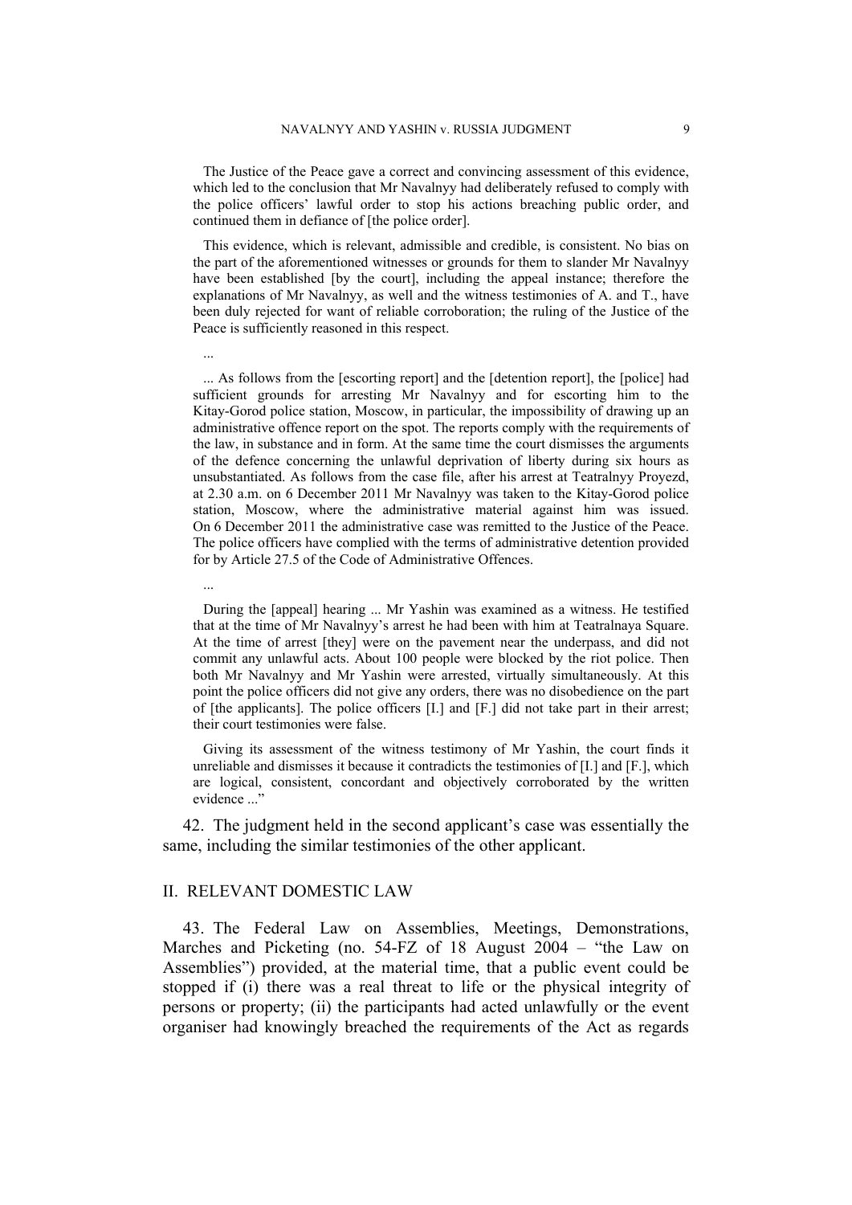The Justice of the Peace gave a correct and convincing assessment of this evidence, which led to the conclusion that Mr Navalnyy had deliberately refused to comply with the police officers' lawful order to stop his actions breaching public order, and continued them in defiance of [the police order].

This evidence, which is relevant, admissible and credible, is consistent. No bias on the part of the aforementioned witnesses or grounds for them to slander Mr Navalnyy have been established [by the court], including the appeal instance; therefore the explanations of Mr Navalnyy, as well and the witness testimonies of A. and T., have been duly rejected for want of reliable corroboration; the ruling of the Justice of the Peace is sufficiently reasoned in this respect.

...

... As follows from the [escorting report] and the [detention report], the [police] had sufficient grounds for arresting Mr Navalnyy and for escorting him to the Kitay-Gorod police station, Moscow, in particular, the impossibility of drawing up an administrative offence report on the spot. The reports comply with the requirements of the law, in substance and in form. At the same time the court dismisses the arguments of the defence concerning the unlawful deprivation of liberty during six hours as unsubstantiated. As follows from the case file, after his arrest at Teatralnyy Proyezd, at 2.30 a.m. on 6 December 2011 Mr Navalnyy was taken to the Kitay-Gorod police station, Moscow, where the administrative material against him was issued. On 6 December 2011 the administrative case was remitted to the Justice of the Peace. The police officers have complied with the terms of administrative detention provided for by Article 27.5 of the Code of Administrative Offences.

...

During the [appeal] hearing ... Mr Yashin was examined as a witness. He testified that at the time of Mr Navalnyy's arrest he had been with him at Teatralnaya Square. At the time of arrest [they] were on the pavement near the underpass, and did not commit any unlawful acts. About 100 people were blocked by the riot police. Then both Mr Navalnyy and Mr Yashin were arrested, virtually simultaneously. At this point the police officers did not give any orders, there was no disobedience on the part of [the applicants]. The police officers [I.] and [F.] did not take part in their arrest; their court testimonies were false.

Giving its assessment of the witness testimony of Mr Yashin, the court finds it unreliable and dismisses it because it contradicts the testimonies of [I.] and [F.], which are logical, consistent, concordant and objectively corroborated by the written evidence ..."

42. The judgment held in the second applicant's case was essentially the same, including the similar testimonies of the other applicant.

## II. RELEVANT DOMESTIC LAW

43. The Federal Law on Assemblies, Meetings, Demonstrations, Marches and Picketing (no. 54-FZ of 18 August 2004 – "the Law on Assemblies") provided, at the material time, that a public event could be stopped if (i) there was a real threat to life or the physical integrity of persons or property; (ii) the participants had acted unlawfully or the event organiser had knowingly breached the requirements of the Act as regards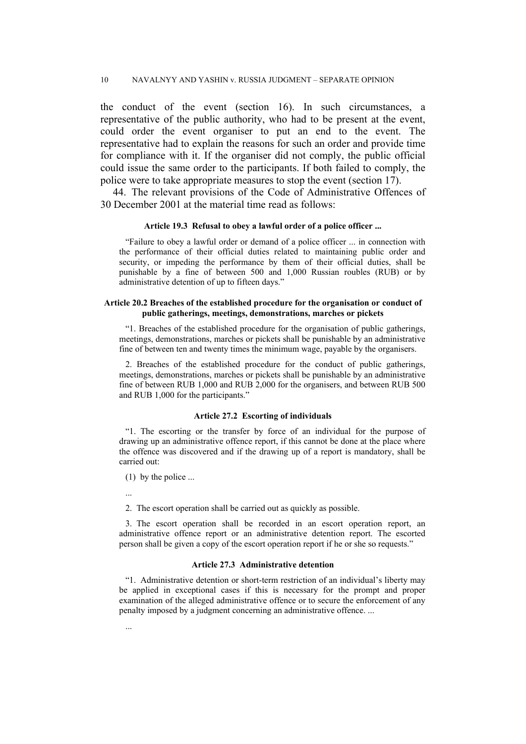the conduct of the event (section 16). In such circumstances, a representative of the public authority, who had to be present at the event, could order the event organiser to put an end to the event. The representative had to explain the reasons for such an order and provide time for compliance with it. If the organiser did not comply, the public official could issue the same order to the participants. If both failed to comply, the police were to take appropriate measures to stop the event (section 17).

44. The relevant provisions of the Code of Administrative Offences of 30 December 2001 at the material time read as follows:

**Article 19.3 Refusal to obey a lawful order of a police officer ...**

"Failure to obey a lawful order or demand of a police officer ... in connection with the performance of their official duties related to maintaining public order and security, or impeding the performance by them of their official duties, shall be punishable by a fine of between 500 and 1,000 Russian roubles (RUB) or by administrative detention of up to fifteen days."

**Article 20.2 Breaches of the established procedure for the organisation or conduct of public gatherings, meetings, demonstrations, marches or pickets**

"1. Breaches of the established procedure for the organisation of public gatherings, meetings, demonstrations, marches or pickets shall be punishable by an administrative fine of between ten and twenty times the minimum wage, payable by the organisers.

2. Breaches of the established procedure for the conduct of public gatherings, meetings, demonstrations, marches or pickets shall be punishable by an administrative fine of between RUB 1,000 and RUB 2,000 for the organisers, and between RUB 500 and RUB 1,000 for the participants."

**Article 27.2 Escorting of individuals**

"1. The escorting or the transfer by force of an individual for the purpose of drawing up an administrative offence report, if this cannot be done at the place where the offence was discovered and if the drawing up of a report is mandatory, shall be carried out:

(1) by the police ...

...

2. The escort operation shall be carried out as quickly as possible.

3. The escort operation shall be recorded in an escort operation report, an administrative offence report or an administrative detention report. The escorted person shall be given a copy of the escort operation report if he or she so requests."

**Article 27.3 Administrative detention**

"1. Administrative detention or short-term restriction of an individual's liberty may be applied in exceptional cases if this is necessary for the prompt and proper examination of the alleged administrative offence or to secure the enforcement of any penalty imposed by a judgment concerning an administrative offence. ...

...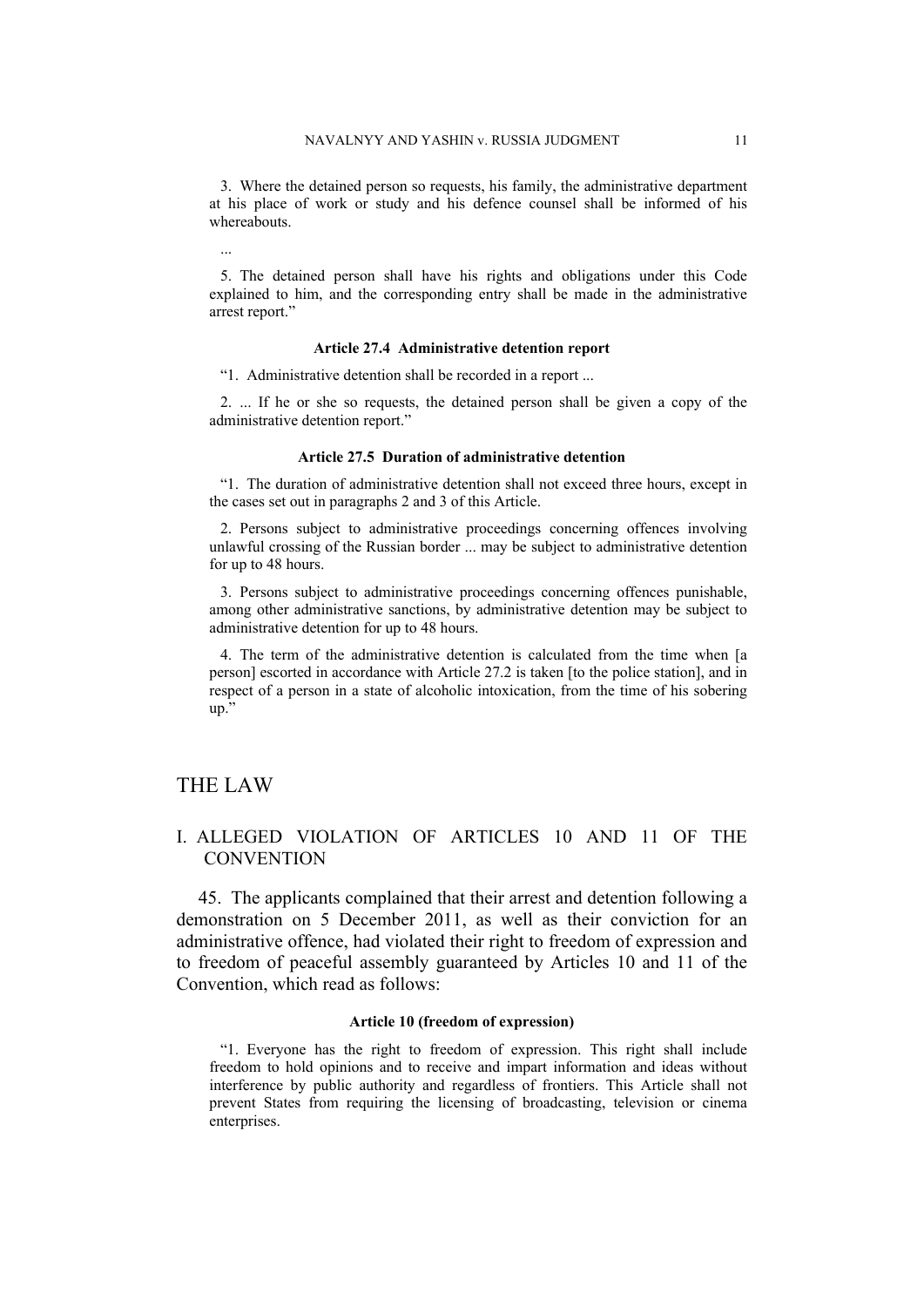3. Where the detained person so requests, his family, the administrative department at his place of work or study and his defence counsel shall be informed of his whereabouts.

...

5. The detained person shall have his rights and obligations under this Code explained to him, and the corresponding entry shall be made in the administrative arrest report."

**Article 27.4 Administrative detention report**

"1. Administrative detention shall be recorded in a report ...

2. ... If he or she so requests, the detained person shall be given a copy of the administrative detention report."

**Article 27.5 Duration of administrative detention**

"1. The duration of administrative detention shall not exceed three hours, except in the cases set out in paragraphs 2 and 3 of this Article.

2. Persons subject to administrative proceedings concerning offences involving unlawful crossing of the Russian border ... may be subject to administrative detention for up to 48 hours.

3. Persons subject to administrative proceedings concerning offences punishable, among other administrative sanctions, by administrative detention may be subject to administrative detention for up to 48 hours.

4. The term of the administrative detention is calculated from the time when [a person] escorted in accordance with Article 27.2 is taken [to the police station], and in respect of a person in a state of alcoholic intoxication, from the time of his sobering up."

# THE LAW

## I. ALLEGED VIOLATION OF ARTICLES 10 AND 11 OF THE CONVENTION

45. The applicants complained that their arrest and detention following a demonstration on 5 December 2011, as well as their conviction for an administrative offence, had violated their right to freedom of expression and to freedom of peaceful assembly guaranteed by Articles 10 and 11 of the Convention, which read as follows:

**Article 10 (freedom of expression)**

"1. Everyone has the right to freedom of expression. This right shall include freedom to hold opinions and to receive and impart information and ideas without interference by public authority and regardless of frontiers. This Article shall not prevent States from requiring the licensing of broadcasting, television or cinema enterprises.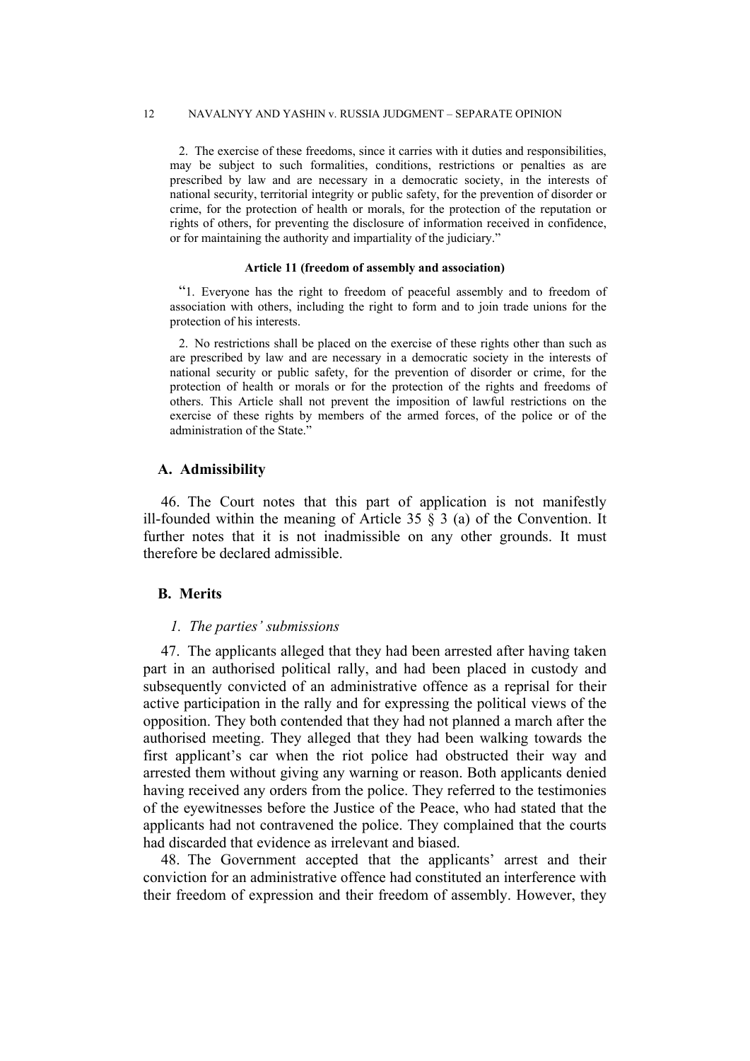2. The exercise of these freedoms, since it carries with it duties and responsibilities, may be subject to such formalities, conditions, restrictions or penalties as are prescribed by law and are necessary in a democratic society, in the interests of national security, territorial integrity or public safety, for the prevention of disorder or crime, for the protection of health or morals, for the protection of the reputation or rights of others, for preventing the disclosure of information received in confidence, or for maintaining the authority and impartiality of the judiciary."

**Article 11 (freedom of assembly and association)**

"1. Everyone has the right to freedom of peaceful assembly and to freedom of association with others, including the right to form and to join trade unions for the protection of his interests.

2. No restrictions shall be placed on the exercise of these rights other than such as are prescribed by law and are necessary in a democratic society in the interests of national security or public safety, for the prevention of disorder or crime, for the protection of health or morals or for the protection of the rights and freedoms of others. This Article shall not prevent the imposition of lawful restrictions on the exercise of these rights by members of the armed forces, of the police or of the administration of the State."

## A. Admissibility

46. The Court notes that this part of application is not manifestly ill-founded within the meaning of Article 35 § 3 (a) of the Convention. It further notes that it is not inadmissible on any other grounds. It must therefore be declared admissible.

## B. Merits

### *1. The parties' submissions*

47. The applicants alleged that they had been arrested after having taken part in an authorised political rally, and had been placed in custody and subsequently convicted of an administrative offence as a reprisal for their active participation in the rally and for expressing the political views of the opposition. They both contended that they had not planned a march after the authorised meeting. They alleged that they had been walking towards the first applicant's car when the riot police had obstructed their way and arrested them without giving any warning or reason. Both applicants denied having received any orders from the police. They referred to the testimonies of the eyewitnesses before the Justice of the Peace, who had stated that the applicants had not contravened the police. They complained that the courts had discarded that evidence as irrelevant and biased.

48. The Government accepted that the applicants' arrest and their conviction for an administrative offence had constituted an interference with their freedom of expression and their freedom of assembly. However, they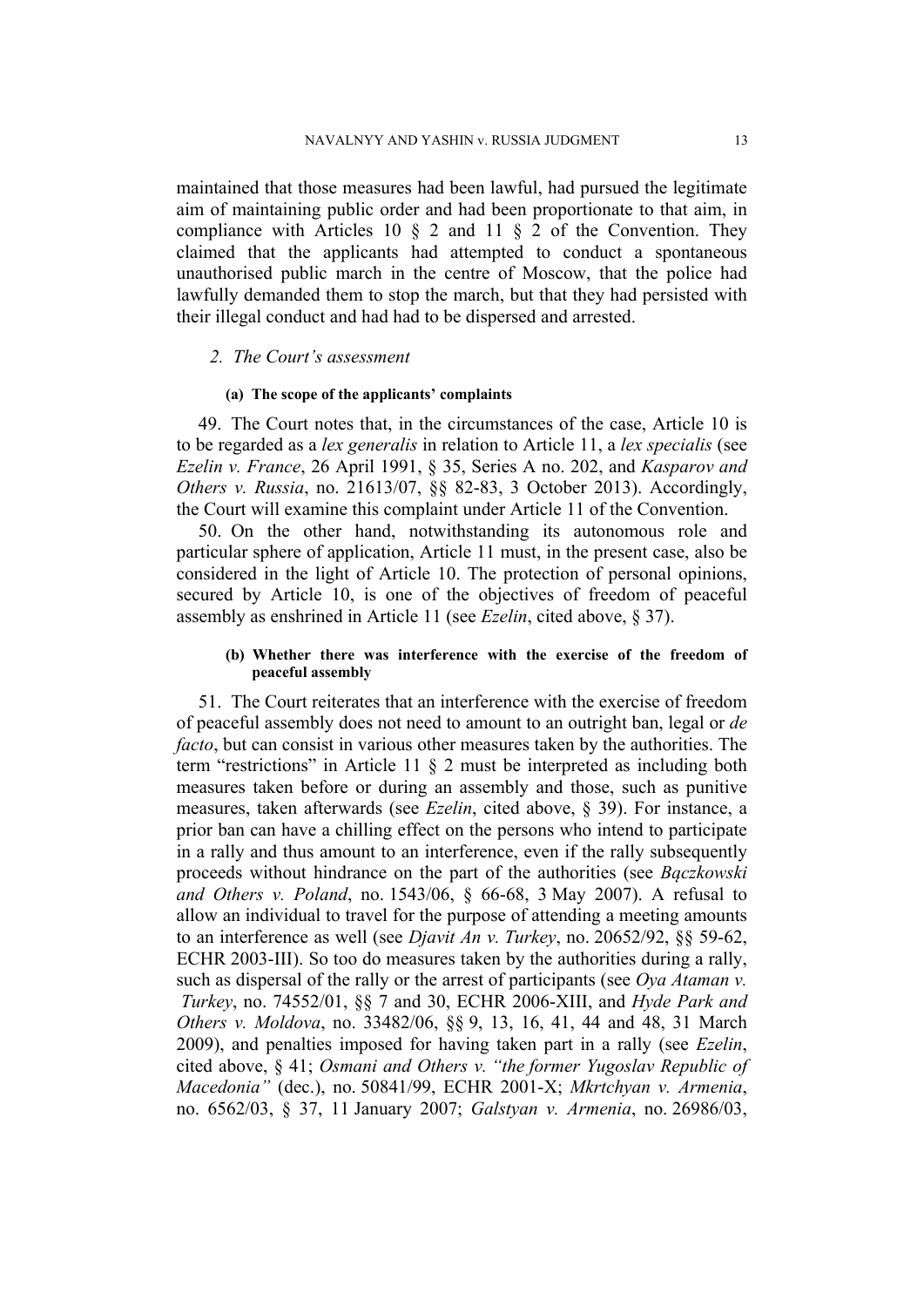maintained that those measures had been lawful, had pursued the legitimate aim of maintaining public order and had been proportionate to that aim, in compliance with Articles 10 § 2 and 11 § 2 of the Convention. They claimed that the applicants had attempted to conduct a spontaneous unauthorised public march in the centre of Moscow, that the police had lawfully demanded them to stop the march, but that they had persisted with their illegal conduct and had had to be dispersed and arrested.

### *2. The Court's assessment*

#### **(a) The scope of the applicants' complaints**

49. The Court notes that, in the circumstances of the case, Article 10 is to be regarded as a *lex generalis* in relation to Article 11, a *lex specialis* (see *Ezelin v. France*, 26 April 1991, § 35, Series A no. 202, and *Kasparov and Others v. Russia*, no. 21613/07, §§ 82-83, 3 October 2013). Accordingly, the Court will examine this complaint under Article 11 of the Convention.

50. On the other hand, notwithstanding its autonomous role and particular sphere of application, Article 11 must, in the present case, also be considered in the light of Article 10. The protection of personal opinions, secured by Article 10, is one of the objectives of freedom of peaceful assembly as enshrined in Article 11 (see *Ezelin*, cited above, § 37).

#### **(b) Whether there was interference with the exercise of the freedom of peaceful assembly**

51. The Court reiterates that an interference with the exercise of freedom of peaceful assembly does not need to amount to an outright ban, legal or *de facto*, but can consist in various other measures taken by the authorities. The term "restrictions" in Article 11 § 2 must be interpreted as including both measures taken before or during an assembly and those, such as punitive measures, taken afterwards (see *Ezelin*, cited above, § 39). For instance, a prior ban can have a chilling effect on the persons who intend to participate in a rally and thus amount to an interference, even if the rally subsequently proceeds without hindrance on the part of the authorities (see *Bączkowski and Others v. Poland*, no. 1543/06, § 66-68, 3 May 2007). A refusal to allow an individual to travel for the purpose of attending a meeting amounts to an interference as well (see *Djavit An v. Turkey*, no. 20652/92, §§ 59-62, ECHR 2003-III). So too do measures taken by the authorities during a rally, such as dispersal of the rally or the arrest of participants (see *Oya Ataman v. Turkey*, no. 74552/01, §§ 7 and 30, ECHR 2006-XIII, and *Hyde Park and Others v. Moldova*, no. 33482/06, §§ 9, 13, 16, 41, 44 and 48, 31 March 2009), and penalties imposed for having taken part in a rally (see *Ezelin*, cited above, § 41; *Osmani and Others v. "the former Yugoslav Republic of Macedonia"* (dec.), no. 50841/99, ECHR 2001-X; *Mkrtchyan v. Armenia*, no. 6562/03, § 37, 11 January 2007; *Galstyan v. Armenia*, no. 26986/03,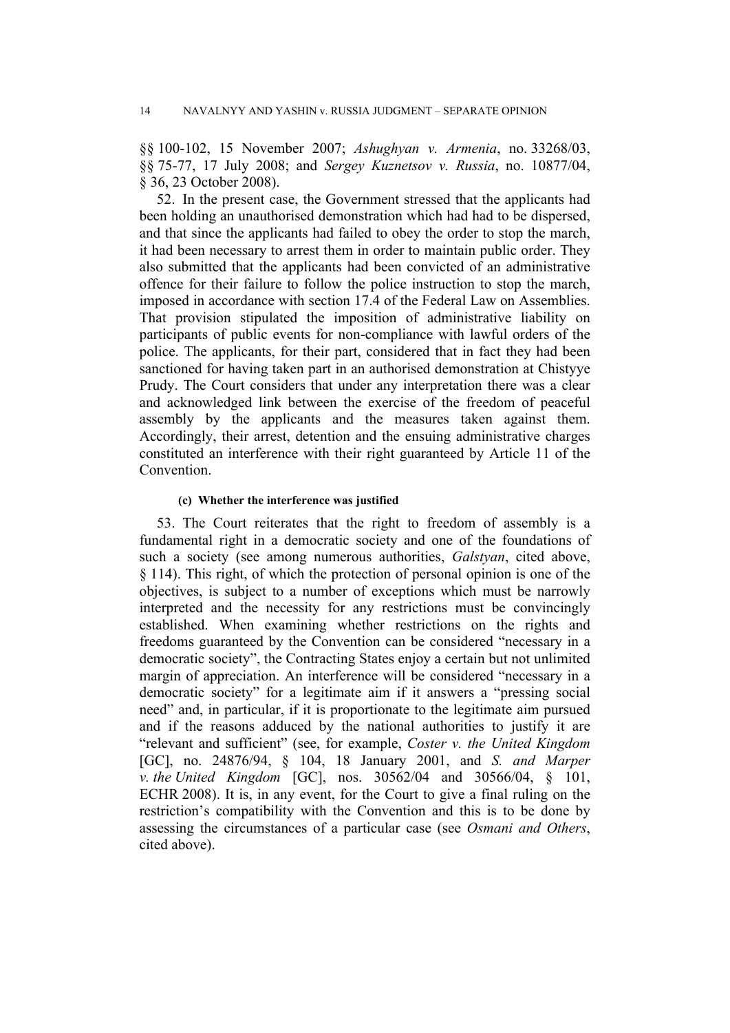§§ 100-102, 15 November 2007; *Ashughyan v. Armenia*, no. 33268/03, §§ 75-77, 17 July 2008; and *Sergey Kuznetsov v. Russia*, no. 10877/04, § 36, 23 October 2008).

52. In the present case, the Government stressed that the applicants had been holding an unauthorised demonstration which had had to be dispersed, and that since the applicants had failed to obey the order to stop the march, it had been necessary to arrest them in order to maintain public order. They also submitted that the applicants had been convicted of an administrative offence for their failure to follow the police instruction to stop the march, imposed in accordance with section 17.4 of the Federal Law on Assemblies. That provision stipulated the imposition of administrative liability on participants of public events for non-compliance with lawful orders of the police. The applicants, for their part, considered that in fact they had been sanctioned for having taken part in an authorised demonstration at Chistyye Prudy. The Court considers that under any interpretation there was a clear and acknowledged link between the exercise of the freedom of peaceful assembly by the applicants and the measures taken against them. Accordingly, their arrest, detention and the ensuing administrative charges constituted an interference with their right guaranteed by Article 11 of the Convention.

#### (c) Whether the interference was justified

53. The Court reiterates that the right to freedom of assembly is a fundamental right in a democratic society and one of the foundations of such a society (see among numerous authorities, *Galstyan*, cited above, § 114). This right, of which the protection of personal opinion is one of the objectives, is subject to a number of exceptions which must be narrowly interpreted and the necessity for any restrictions must be convincingly established. When examining whether restrictions on the rights and freedoms guaranteed by the Convention can be considered "necessary in a democratic society", the Contracting States enjoy a certain but not unlimited margin of appreciation. An interference will be considered "necessary in a democratic society" for a legitimate aim if it answers a "pressing social need" and, in particular, if it is proportionate to the legitimate aim pursued and if the reasons adduced by the national authorities to justify it are "relevant and sufficient" (see, for example, *Coster v. the United Kingdom* [GC], no. 24876/94, § 104, 18 January 2001, and *S. and Marper v. the United Kingdom* [GC], nos. 30562/04 and 30566/04, § 101, ECHR 2008). It is, in any event, for the Court to give a final ruling on the restriction's compatibility with the Convention and this is to be done by assessing the circumstances of a particular case (see *Osmani and Others*, cited above).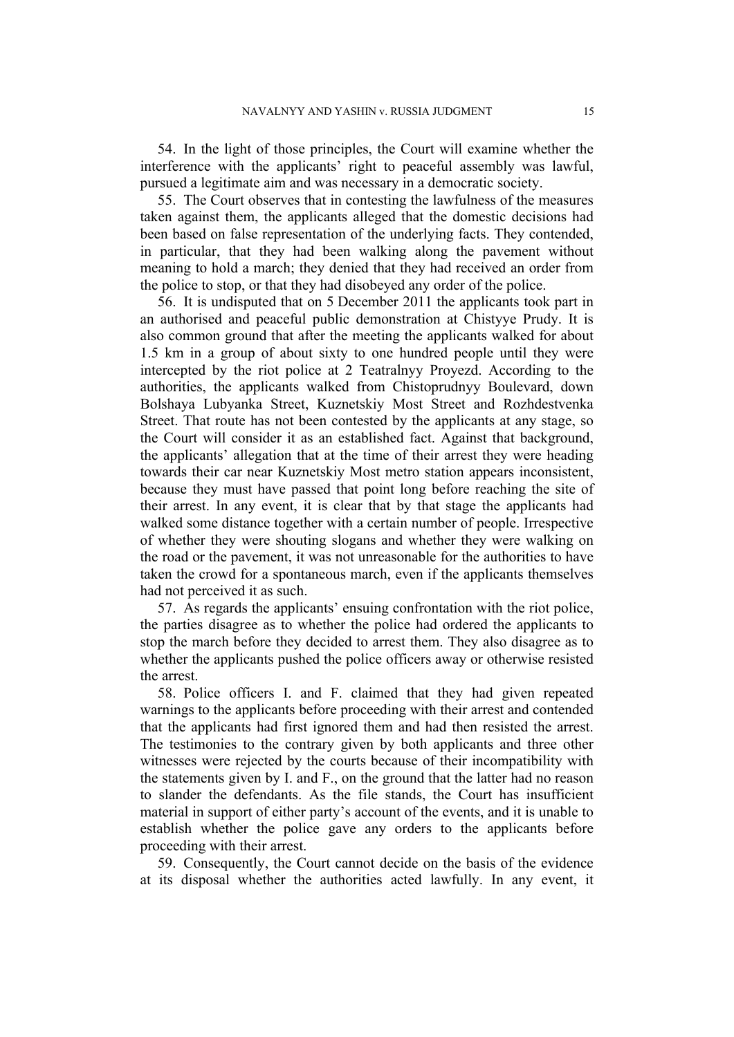54. In the light of those principles, the Court will examine whether the interference with the applicants' right to peaceful assembly was lawful, pursued a legitimate aim and was necessary in a democratic society.

55. The Court observes that in contesting the lawfulness of the measures taken against them, the applicants alleged that the domestic decisions had been based on false representation of the underlying facts. They contended, in particular, that they had been walking along the pavement without meaning to hold a march; they denied that they had received an order from the police to stop, or that they had disobeyed any order of the police.

56. It is undisputed that on 5 December 2011 the applicants took part in an authorised and peaceful public demonstration at Chistyye Prudy. It is also common ground that after the meeting the applicants walked for about 1.5 km in a group of about sixty to one hundred people until they were intercepted by the riot police at 2 Teatralnyy Proyezd. According to the authorities, the applicants walked from Chistoprudnyy Boulevard, down Bolshaya Lubyanka Street, Kuznetskiy Most Street and Rozhdestvenka Street. That route has not been contested by the applicants at any stage, so the Court will consider it as an established fact. Against that background, the applicants' allegation that at the time of their arrest they were heading towards their car near Kuznetskiy Most metro station appears inconsistent, because they must have passed that point long before reaching the site of their arrest. In any event, it is clear that by that stage the applicants had walked some distance together with a certain number of people. Irrespective of whether they were shouting slogans and whether they were walking on the road or the pavement, it was not unreasonable for the authorities to have taken the crowd for a spontaneous march, even if the applicants themselves had not perceived it as such.

57. As regards the applicants' ensuing confrontation with the riot police, the parties disagree as to whether the police had ordered the applicants to stop the march before they decided to arrest them. They also disagree as to whether the applicants pushed the police officers away or otherwise resisted the arrest.

58. Police officers I. and F. claimed that they had given repeated warnings to the applicants before proceeding with their arrest and contended that the applicants had first ignored them and had then resisted the arrest. The testimonies to the contrary given by both applicants and three other witnesses were rejected by the courts because of their incompatibility with the statements given by I. and F., on the ground that the latter had no reason to slander the defendants. As the file stands, the Court has insufficient material in support of either party's account of the events, and it is unable to establish whether the police gave any orders to the applicants before proceeding with their arrest.

59. Consequently, the Court cannot decide on the basis of the evidence at its disposal whether the authorities acted lawfully. In any event, it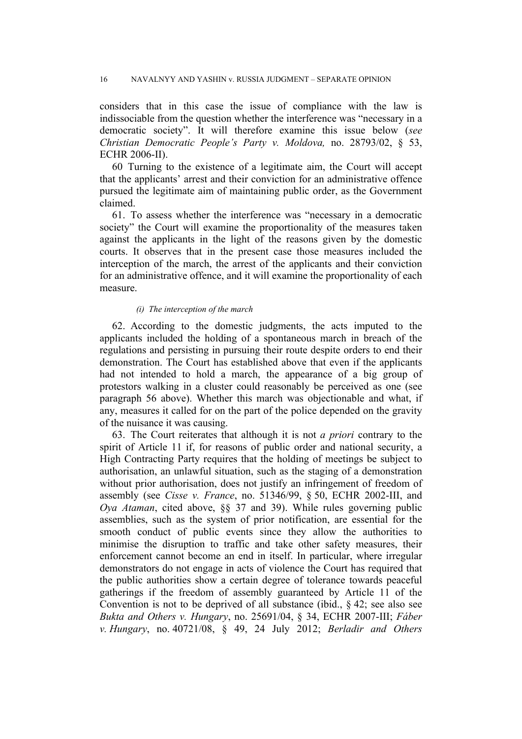considers that in this case the issue of compliance with the law is indissociable from the question whether the interference was "necessary in a democratic society". It will therefore examine this issue below (*see Christian Democratic People's Party v. Moldova,* no. 28793/02, § 53, ECHR 2006-II).

60 Turning to the existence of a legitimate aim, the Court will accept that the applicants' arrest and their conviction for an administrative offence pursued the legitimate aim of maintaining public order, as the Government claimed.

61. To assess whether the interference was "necessary in a democratic society" the Court will examine the proportionality of the measures taken against the applicants in the light of the reasons given by the domestic courts. It observes that in the present case those measures included the interception of the march, the arrest of the applicants and their conviction for an administrative offence, and it will examine the proportionality of each measure.

*(i) The interception of the march*

62. According to the domestic judgments, the acts imputed to the applicants included the holding of a spontaneous march in breach of the regulations and persisting in pursuing their route despite orders to end their demonstration. The Court has established above that even if the applicants had not intended to hold a march, the appearance of a big group of protestors walking in a cluster could reasonably be perceived as one (see paragraph 56 above). Whether this march was objectionable and what, if any, measures it called for on the part of the police depended on the gravity of the nuisance it was causing.

63. The Court reiterates that although it is not *a priori* contrary to the spirit of Article 11 if, for reasons of public order and national security, a High Contracting Party requires that the holding of meetings be subject to authorisation, an unlawful situation, such as the staging of a demonstration without prior authorisation, does not justify an infringement of freedom of assembly (see *Cisse v. France*, no. 51346/99, § 50, ECHR 2002-III, and *Oya Ataman*, cited above, §§ 37 and 39). While rules governing public assemblies, such as the system of prior notification, are essential for the smooth conduct of public events since they allow the authorities to minimise the disruption to traffic and take other safety measures, their enforcement cannot become an end in itself. In particular, where irregular demonstrators do not engage in acts of violence the Court has required that the public authorities show a certain degree of tolerance towards peaceful gatherings if the freedom of assembly guaranteed by Article 11 of the Convention is not to be deprived of all substance (ibid., § 42; see also see *Bukta and Others v. Hungary*, no. 25691/04, § 34, ECHR 2007-III; *Fáber v. Hungary*, no. 40721/08, § 49, 24 July 2012; *Berladir and Others*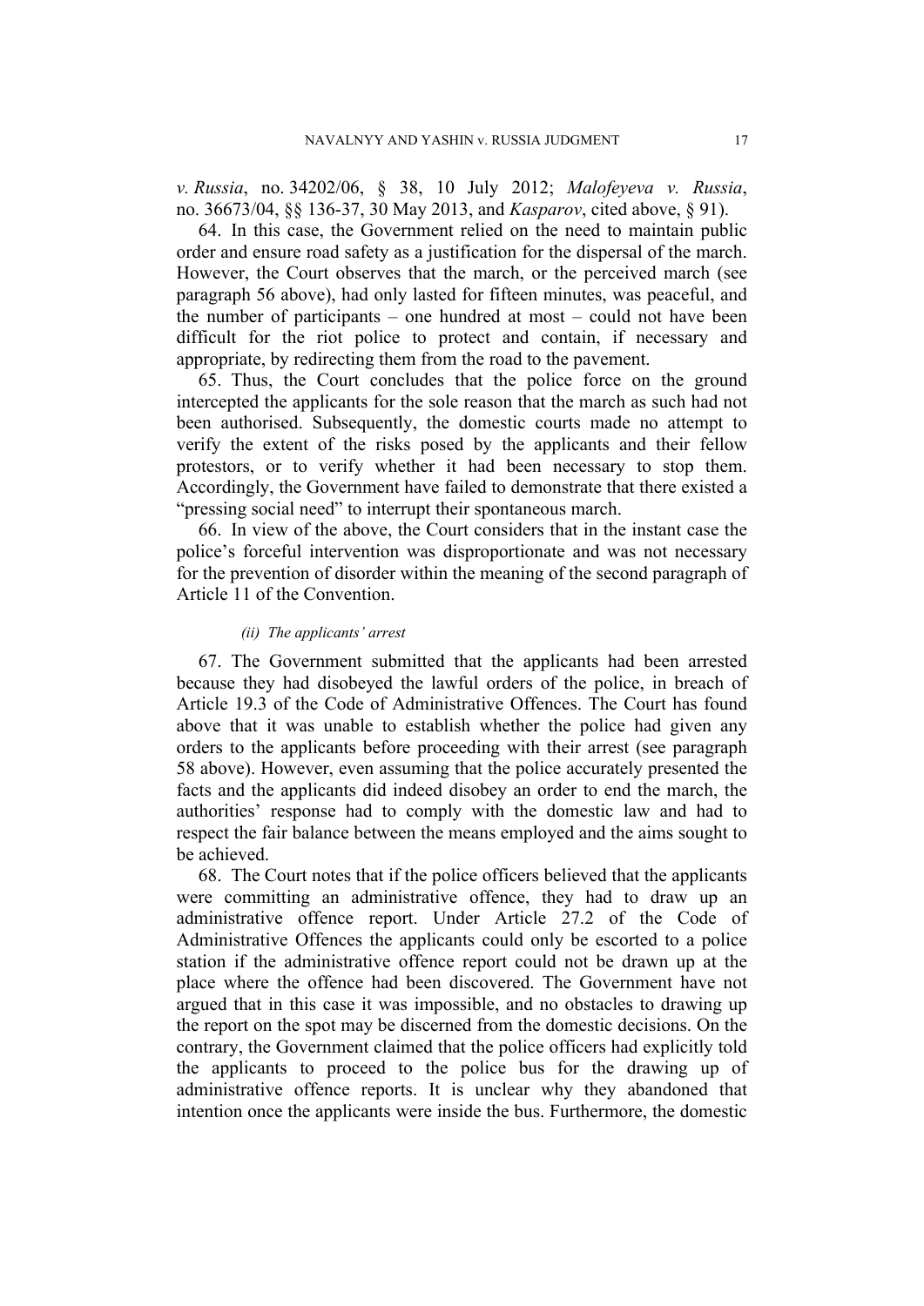*v. Russia*, no. 34202/06, § 38, 10 July 2012; *Malofeyeva v. Russia*, no. 36673/04, §§ 136-37, 30 May 2013, and *Kasparov*, cited above, § 91).

64. In this case, the Government relied on the need to maintain public order and ensure road safety as a justification for the dispersal of the march. However, the Court observes that the march, or the perceived march (see paragraph 56 above), had only lasted for fifteen minutes, was peaceful, and the number of participants – one hundred at most – could not have been difficult for the riot police to protect and contain, if necessary and appropriate, by redirecting them from the road to the pavement.

65. Thus, the Court concludes that the police force on the ground intercepted the applicants for the sole reason that the march as such had not been authorised. Subsequently, the domestic courts made no attempt to verify the extent of the risks posed by the applicants and their fellow protestors, or to verify whether it had been necessary to stop them. Accordingly, the Government have failed to demonstrate that there existed a "pressing social need" to interrupt their spontaneous march.

66. In view of the above, the Court considers that in the instant case the police's forceful intervention was disproportionate and was not necessary for the prevention of disorder within the meaning of the second paragraph of Article 11 of the Convention.

*(ii) The applicants' arrest*

67. The Government submitted that the applicants had been arrested because they had disobeyed the lawful orders of the police, in breach of Article 19.3 of the Code of Administrative Offences. The Court has found above that it was unable to establish whether the police had given any orders to the applicants before proceeding with their arrest (see paragraph 58 above). However, even assuming that the police accurately presented the facts and the applicants did indeed disobey an order to end the march, the authorities' response had to comply with the domestic law and had to respect the fair balance between the means employed and the aims sought to be achieved.

68. The Court notes that if the police officers believed that the applicants were committing an administrative offence, they had to draw up an administrative offence report. Under Article 27.2 of the Code of Administrative Offences the applicants could only be escorted to a police station if the administrative offence report could not be drawn up at the place where the offence had been discovered. The Government have not argued that in this case it was impossible, and no obstacles to drawing up the report on the spot may be discerned from the domestic decisions. On the contrary, the Government claimed that the police officers had explicitly told the applicants to proceed to the police bus for the drawing up of administrative offence reports. It is unclear why they abandoned that intention once the applicants were inside the bus. Furthermore, the domestic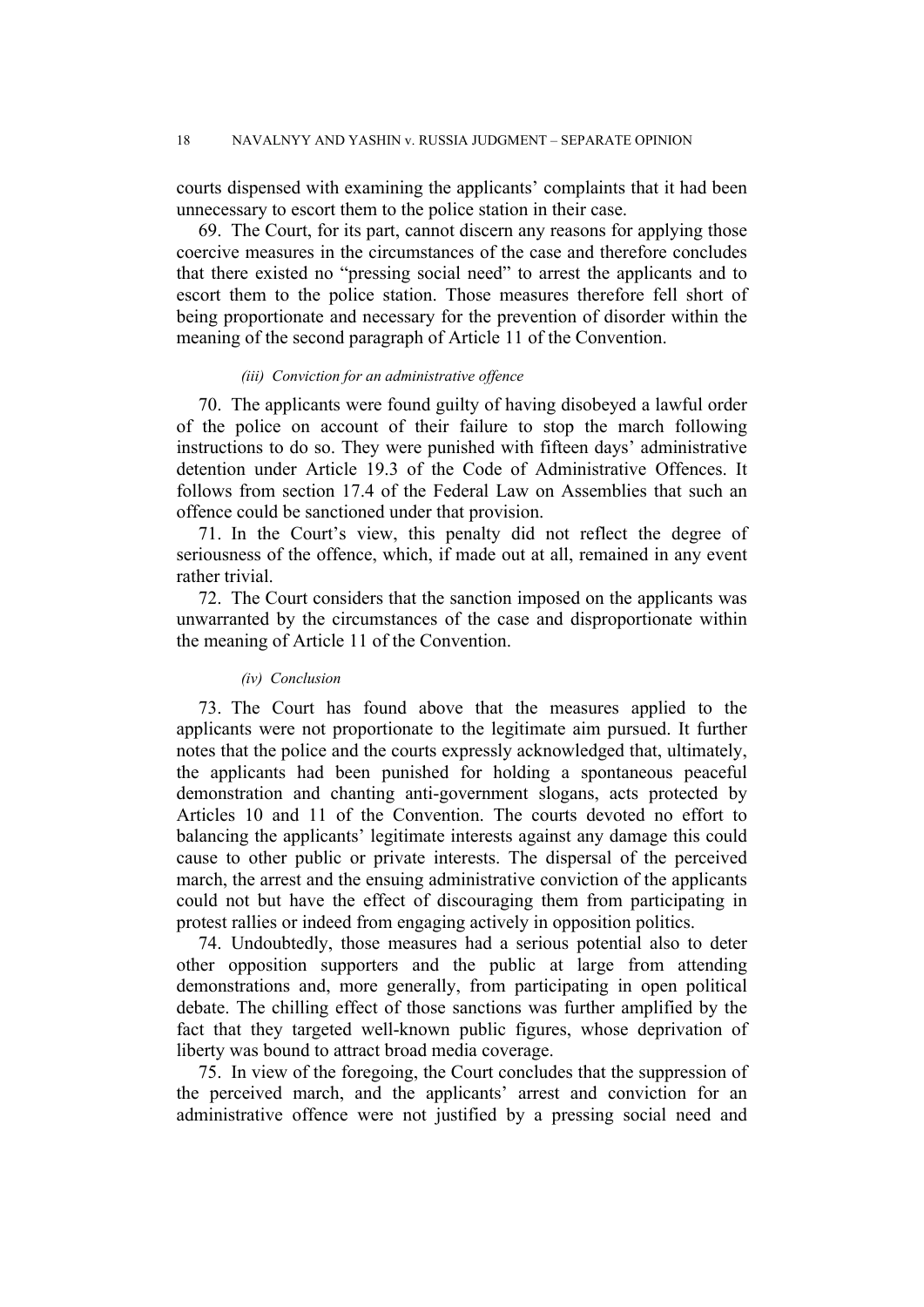courts dispensed with examining the applicants' complaints that it had been unnecessary to escort them to the police station in their case.

69. The Court, for its part, cannot discern any reasons for applying those coercive measures in the circumstances of the case and therefore concludes that there existed no "pressing social need" to arrest the applicants and to escort them to the police station. Those measures therefore fell short of being proportionate and necessary for the prevention of disorder within the meaning of the second paragraph of Article 11 of the Convention.

*(iii) Conviction for an administrative offence*

70. The applicants were found guilty of having disobeyed a lawful order of the police on account of their failure to stop the march following instructions to do so. They were punished with fifteen days' administrative detention under Article 19.3 of the Code of Administrative Offences. It follows from section 17.4 of the Federal Law on Assemblies that such an offence could be sanctioned under that provision.

71. In the Court's view, this penalty did not reflect the degree of seriousness of the offence, which, if made out at all, remained in any event rather trivial.

72. The Court considers that the sanction imposed on the applicants was unwarranted by the circumstances of the case and disproportionate within the meaning of Article 11 of the Convention.

*(iv) Conclusion*

73. The Court has found above that the measures applied to the applicants were not proportionate to the legitimate aim pursued. It further notes that the police and the courts expressly acknowledged that, ultimately, the applicants had been punished for holding a spontaneous peaceful demonstration and chanting anti-government slogans, acts protected by Articles 10 and 11 of the Convention. The courts devoted no effort to balancing the applicants' legitimate interests against any damage this could cause to other public or private interests. The dispersal of the perceived march, the arrest and the ensuing administrative conviction of the applicants could not but have the effect of discouraging them from participating in protest rallies or indeed from engaging actively in opposition politics.

74. Undoubtedly, those measures had a serious potential also to deter other opposition supporters and the public at large from attending demonstrations and, more generally, from participating in open political debate. The chilling effect of those sanctions was further amplified by the fact that they targeted well-known public figures, whose deprivation of liberty was bound to attract broad media coverage.

75. In view of the foregoing, the Court concludes that the suppression of the perceived march, and the applicants' arrest and conviction for an administrative offence were not justified by a pressing social need and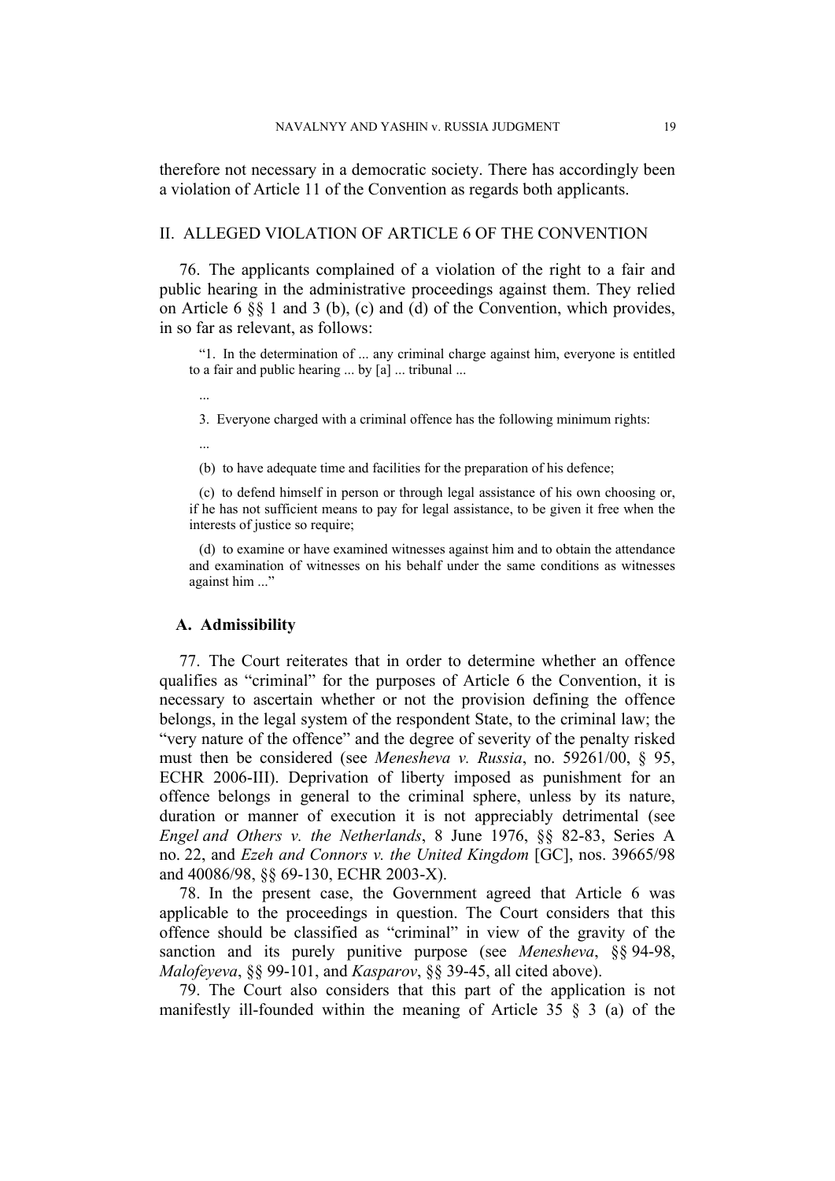therefore not necessary in a democratic society. There has accordingly been a violation of Article 11 of the Convention as regards both applicants.

## II. ALLEGED VIOLATION OF ARTICLE 6 OF THE CONVENTION

76. The applicants complained of a violation of the right to a fair and public hearing in the administrative proceedings against them. They relied on Article 6 §§ 1 and 3 (b), (c) and (d) of the Convention, which provides, in so far as relevant, as follows:

> "1. In the determination of ... any criminal charge against him, everyone is entitled to a fair and public hearing ... by [a] ... tribunal ...
>
> ...
>
> 3. Everyone charged with a criminal offence has the following minimum rights:
>
> ...
>
> (b) to have adequate time and facilities for the preparation of his defence;
>
> (c) to defend himself in person or through legal assistance of his own choosing or, if he has not sufficient means to pay for legal assistance, to be given it free when the interests of justice so require;
>
> (d) to examine or have examined witnesses against him and to obtain the attendance and examination of witnesses on his behalf under the same conditions as witnesses against him ..."

### A. Admissibility

77. The Court reiterates that in order to determine whether an offence qualifies as "criminal" for the purposes of Article 6 the Convention, it is necessary to ascertain whether or not the provision defining the offence belongs, in the legal system of the respondent State, to the criminal law; the "very nature of the offence" and the degree of severity of the penalty risked must then be considered (see *Menesheva v. Russia*, no. 59261/00, § 95, ECHR 2006-III). Deprivation of liberty imposed as punishment for an offence belongs in general to the criminal sphere, unless by its nature, duration or manner of execution it is not appreciably detrimental (see *Engel and Others v. the Netherlands*, 8 June 1976, §§ 82-83, Series A no. 22, and *Ezeh and Connors v. the United Kingdom* [GC], nos. 39665/98 and 40086/98, §§ 69-130, ECHR 2003-X).

78. In the present case, the Government agreed that Article 6 was applicable to the proceedings in question. The Court considers that this offence should be classified as "criminal" in view of the gravity of the sanction and its purely punitive purpose (see *Menesheva*, §§ 94-98, *Malofeyeva*, §§ 99-101, and *Kasparov*, §§ 39-45, all cited above).

79. The Court also considers that this part of the application is not manifestly ill-founded within the meaning of Article 35 § 3 (a) of the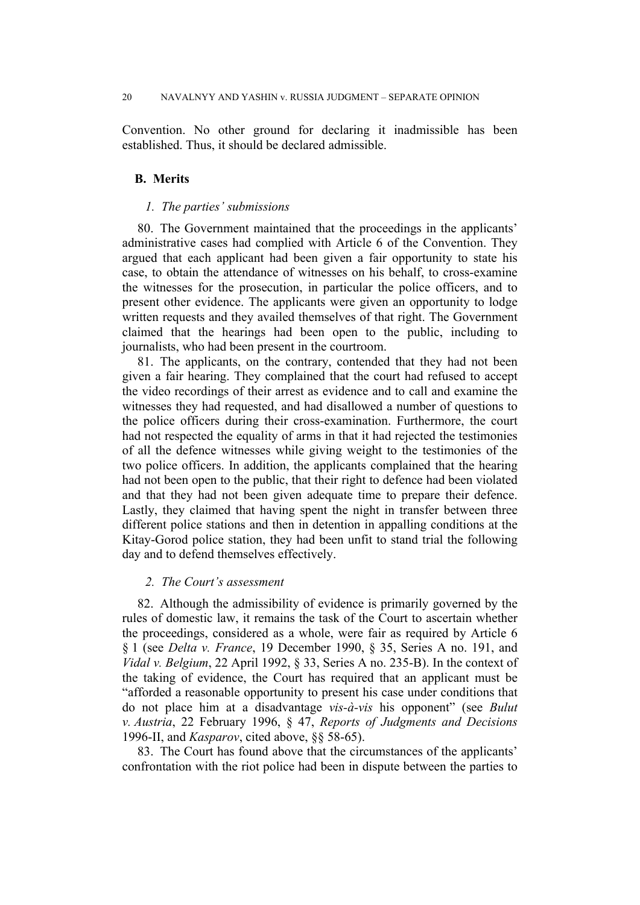Convention. No other ground for declaring it inadmissible has been established. Thus, it should be declared admissible.

### B. Merits

#### *1. The parties' submissions*

80. The Government maintained that the proceedings in the applicants' administrative cases had complied with Article 6 of the Convention. They argued that each applicant had been given a fair opportunity to state his case, to obtain the attendance of witnesses on his behalf, to cross-examine the witnesses for the prosecution, in particular the police officers, and to present other evidence. The applicants were given an opportunity to lodge written requests and they availed themselves of that right. The Government claimed that the hearings had been open to the public, including to journalists, who had been present in the courtroom.

81. The applicants, on the contrary, contended that they had not been given a fair hearing. They complained that the court had refused to accept the video recordings of their arrest as evidence and to call and examine the witnesses they had requested, and had disallowed a number of questions to the police officers during their cross-examination. Furthermore, the court had not respected the equality of arms in that it had rejected the testimonies of all the defence witnesses while giving weight to the testimonies of the two police officers. In addition, the applicants complained that the hearing had not been open to the public, that their right to defence had been violated and that they had not been given adequate time to prepare their defence. Lastly, they claimed that having spent the night in transfer between three different police stations and then in detention in appalling conditions at the Kitay-Gorod police station, they had been unfit to stand trial the following day and to defend themselves effectively.

#### *2. The Court's assessment*

82. Although the admissibility of evidence is primarily governed by the rules of domestic law, it remains the task of the Court to ascertain whether the proceedings, considered as a whole, were fair as required by Article 6 § 1 (see *Delta v. France*, 19 December 1990, § 35, Series A no. 191, and *Vidal v. Belgium*, 22 April 1992, § 33, Series A no. 235-B). In the context of the taking of evidence, the Court has required that an applicant must be "afforded a reasonable opportunity to present his case under conditions that do not place him at a disadvantage *vis-à-vis* his opponent" (see *Bulut v. Austria*, 22 February 1996, § 47, *Reports of Judgments and Decisions* 1996-II, and *Kasparov*, cited above, §§ 58-65).

83. The Court has found above that the circumstances of the applicants' confrontation with the riot police had been in dispute between the parties to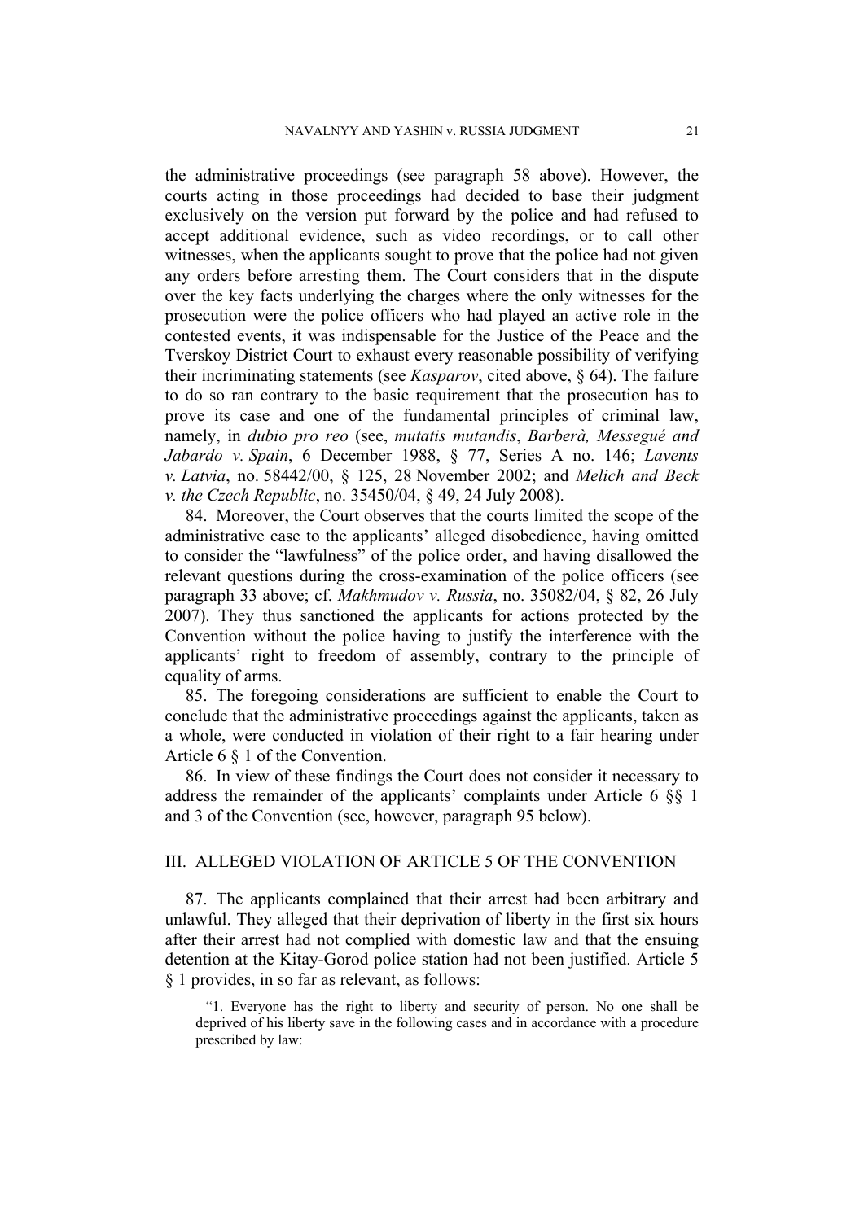the administrative proceedings (see paragraph 58 above). However, the courts acting in those proceedings had decided to base their judgment exclusively on the version put forward by the police and had refused to accept additional evidence, such as video recordings, or to call other witnesses, when the applicants sought to prove that the police had not given any orders before arresting them. The Court considers that in the dispute over the key facts underlying the charges where the only witnesses for the prosecution were the police officers who had played an active role in the contested events, it was indispensable for the Justice of the Peace and the Tverskoy District Court to exhaust every reasonable possibility of verifying their incriminating statements (see *Kasparov*, cited above, § 64). The failure to do so ran contrary to the basic requirement that the prosecution has to prove its case and one of the fundamental principles of criminal law, namely, in *dubio pro reo* (see, *mutatis mutandis*, *Barberà, Messegué and Jabardo v. Spain*, 6 December 1988, § 77, Series A no. 146; *Lavents v. Latvia*, no. 58442/00, § 125, 28 November 2002; and *Melich and Beck v. the Czech Republic*, no. 35450/04, § 49, 24 July 2008).

84. Moreover, the Court observes that the courts limited the scope of the administrative case to the applicants' alleged disobedience, having omitted to consider the "lawfulness" of the police order, and having disallowed the relevant questions during the cross-examination of the police officers (see paragraph 33 above; cf. *Makhmudov v. Russia*, no. 35082/04, § 82, 26 July 2007). They thus sanctioned the applicants for actions protected by the Convention without the police having to justify the interference with the applicants' right to freedom of assembly, contrary to the principle of equality of arms.

85. The foregoing considerations are sufficient to enable the Court to conclude that the administrative proceedings against the applicants, taken as a whole, were conducted in violation of their right to a fair hearing under Article 6 § 1 of the Convention.

86. In view of these findings the Court does not consider it necessary to address the remainder of the applicants' complaints under Article 6 §§ 1 and 3 of the Convention (see, however, paragraph 95 below).

## III. ALLEGED VIOLATION OF ARTICLE 5 OF THE CONVENTION

87. The applicants complained that their arrest had been arbitrary and unlawful. They alleged that their deprivation of liberty in the first six hours after their arrest had not complied with domestic law and that the ensuing detention at the Kitay-Gorod police station had not been justified. Article 5 § 1 provides, in so far as relevant, as follows:

> "1. Everyone has the right to liberty and security of person. No one shall be deprived of his liberty save in the following cases and in accordance with a procedure prescribed by law: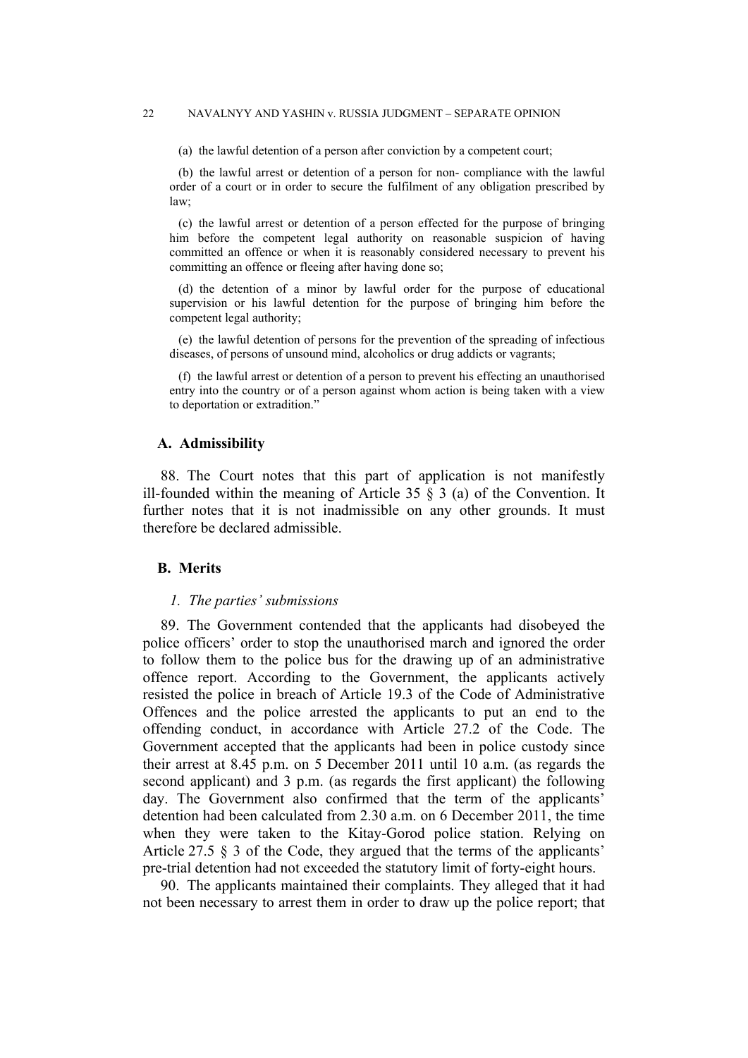(a) the lawful detention of a person after conviction by a competent court;

(b) the lawful arrest or detention of a person for non- compliance with the lawful order of a court or in order to secure the fulfilment of any obligation prescribed by law;

(c) the lawful arrest or detention of a person effected for the purpose of bringing him before the competent legal authority on reasonable suspicion of having committed an offence or when it is reasonably considered necessary to prevent his committing an offence or fleeing after having done so;

(d) the detention of a minor by lawful order for the purpose of educational supervision or his lawful detention for the purpose of bringing him before the competent legal authority;

(e) the lawful detention of persons for the prevention of the spreading of infectious diseases, of persons of unsound mind, alcoholics or drug addicts or vagrants;

(f) the lawful arrest or detention of a person to prevent his effecting an unauthorised entry into the country or of a person against whom action is being taken with a view to deportation or extradition."

## A. Admissibility

88. The Court notes that this part of application is not manifestly ill-founded within the meaning of Article 35 § 3 (a) of the Convention. It further notes that it is not inadmissible on any other grounds. It must therefore be declared admissible.

## B. Merits

### *1. The parties' submissions*

89. The Government contended that the applicants had disobeyed the police officers' order to stop the unauthorised march and ignored the order to follow them to the police bus for the drawing up of an administrative offence report. According to the Government, the applicants actively resisted the police in breach of Article 19.3 of the Code of Administrative Offences and the police arrested the applicants to put an end to the offending conduct, in accordance with Article 27.2 of the Code. The Government accepted that the applicants had been in police custody since their arrest at 8.45 p.m. on 5 December 2011 until 10 a.m. (as regards the second applicant) and 3 p.m. (as regards the first applicant) the following day. The Government also confirmed that the term of the applicants' detention had been calculated from 2.30 a.m. on 6 December 2011, the time when they were taken to the Kitay-Gorod police station. Relying on Article 27.5 § 3 of the Code, they argued that the terms of the applicants' pre-trial detention had not exceeded the statutory limit of forty-eight hours.

90. The applicants maintained their complaints. They alleged that it had not been necessary to arrest them in order to draw up the police report; that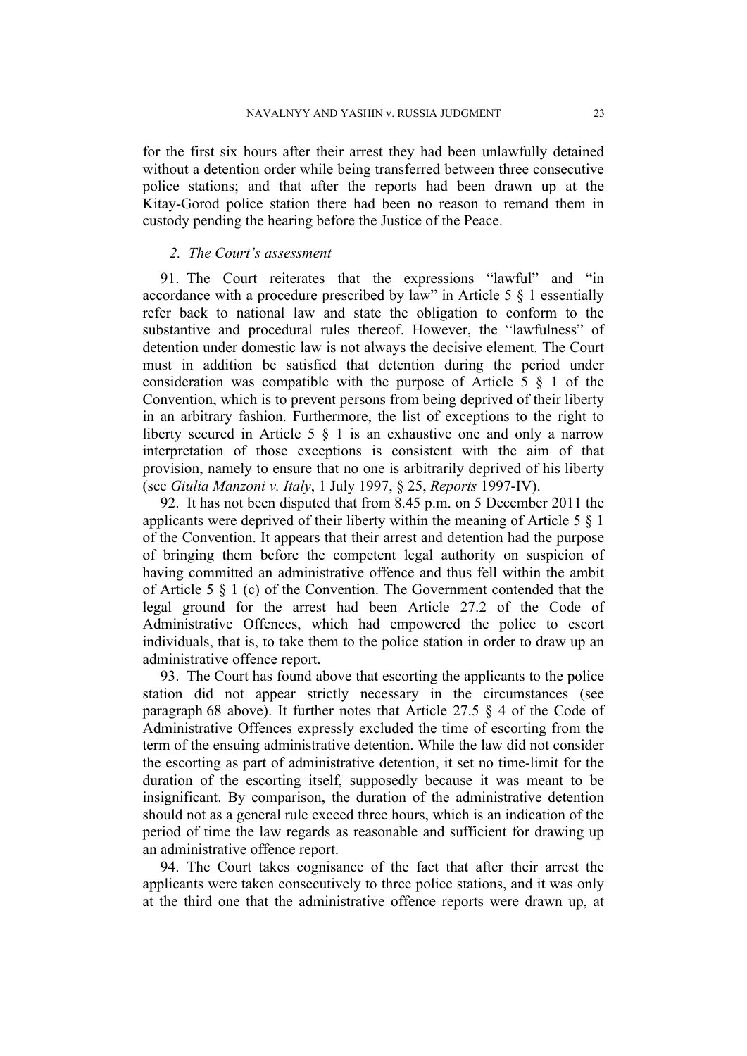for the first six hours after their arrest they had been unlawfully detained without a detention order while being transferred between three consecutive police stations; and that after the reports had been drawn up at the Kitay-Gorod police station there had been no reason to remand them in custody pending the hearing before the Justice of the Peace.

### *2. The Court's assessment*

91. The Court reiterates that the expressions "lawful" and "in accordance with a procedure prescribed by law" in Article 5 § 1 essentially refer back to national law and state the obligation to conform to the substantive and procedural rules thereof. However, the "lawfulness" of detention under domestic law is not always the decisive element. The Court must in addition be satisfied that detention during the period under consideration was compatible with the purpose of Article 5 § 1 of the Convention, which is to prevent persons from being deprived of their liberty in an arbitrary fashion. Furthermore, the list of exceptions to the right to liberty secured in Article 5 § 1 is an exhaustive one and only a narrow interpretation of those exceptions is consistent with the aim of that provision, namely to ensure that no one is arbitrarily deprived of his liberty (see *Giulia Manzoni v. Italy*, 1 July 1997, § 25, *Reports* 1997-IV).

92. It has not been disputed that from 8.45 p.m. on 5 December 2011 the applicants were deprived of their liberty within the meaning of Article 5 § 1 of the Convention. It appears that their arrest and detention had the purpose of bringing them before the competent legal authority on suspicion of having committed an administrative offence and thus fell within the ambit of Article 5 § 1 (c) of the Convention. The Government contended that the legal ground for the arrest had been Article 27.2 of the Code of Administrative Offences, which had empowered the police to escort individuals, that is, to take them to the police station in order to draw up an administrative offence report.

93. The Court has found above that escorting the applicants to the police station did not appear strictly necessary in the circumstances (see paragraph 68 above). It further notes that Article 27.5 § 4 of the Code of Administrative Offences expressly excluded the time of escorting from the term of the ensuing administrative detention. While the law did not consider the escorting as part of administrative detention, it set no time-limit for the duration of the escorting itself, supposedly because it was meant to be insignificant. By comparison, the duration of the administrative detention should not as a general rule exceed three hours, which is an indication of the period of time the law regards as reasonable and sufficient for drawing up an administrative offence report.

94. The Court takes cognisance of the fact that after their arrest the applicants were taken consecutively to three police stations, and it was only at the third one that the administrative offence reports were drawn up, at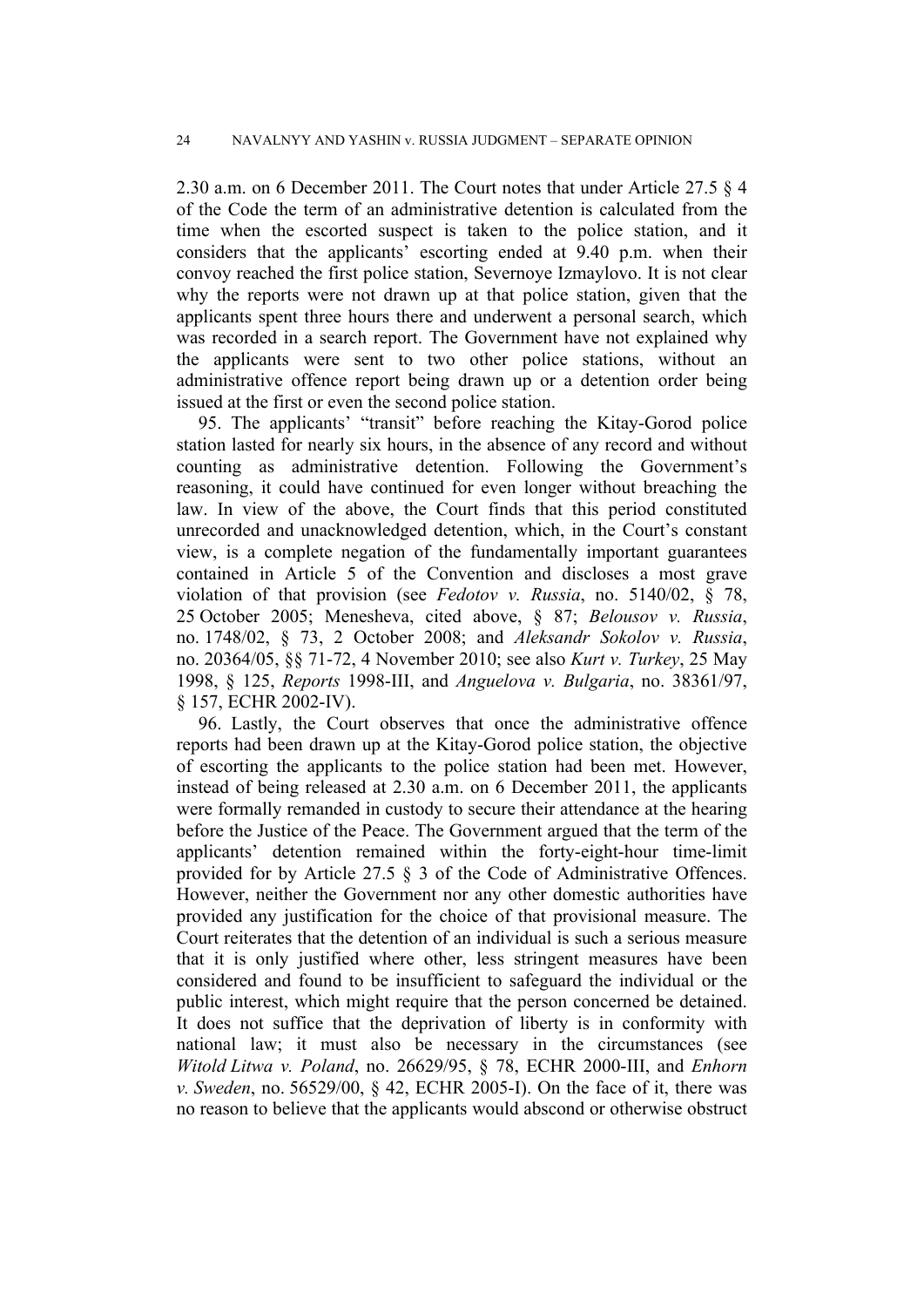2.30 a.m. on 6 December 2011. The Court notes that under Article 27.5 § 4 of the Code the term of an administrative detention is calculated from the time when the escorted suspect is taken to the police station, and it considers that the applicants' escorting ended at 9.40 p.m. when their convoy reached the first police station, Severnoye Izmaylovo. It is not clear why the reports were not drawn up at that police station, given that the applicants spent three hours there and underwent a personal search, which was recorded in a search report. The Government have not explained why the applicants were sent to two other police stations, without an administrative offence report being drawn up or a detention order being issued at the first or even the second police station.

95. The applicants' "transit" before reaching the Kitay-Gorod police station lasted for nearly six hours, in the absence of any record and without counting as administrative detention. Following the Government's reasoning, it could have continued for even longer without breaching the law. In view of the above, the Court finds that this period constituted unrecorded and unacknowledged detention, which, in the Court's constant view, is a complete negation of the fundamentally important guarantees contained in Article 5 of the Convention and discloses a most grave violation of that provision (see *Fedotov v. Russia*, no. 5140/02, § 78, 25 October 2005; Menesheva, cited above, § 87; *Belousov v. Russia*, no. 1748/02, § 73, 2 October 2008; and *Aleksandr Sokolov v. Russia*, no. 20364/05, §§ 71-72, 4 November 2010; see also *Kurt v. Turkey*, 25 May 1998, § 125, *Reports* 1998-III, and *Anguelova v. Bulgaria*, no. 38361/97, § 157, ECHR 2002-IV).

96. Lastly, the Court observes that once the administrative offence reports had been drawn up at the Kitay-Gorod police station, the objective of escorting the applicants to the police station had been met. However, instead of being released at 2.30 a.m. on 6 December 2011, the applicants were formally remanded in custody to secure their attendance at the hearing before the Justice of the Peace. The Government argued that the term of the applicants' detention remained within the forty-eight-hour time-limit provided for by Article 27.5 § 3 of the Code of Administrative Offences. However, neither the Government nor any other domestic authorities have provided any justification for the choice of that provisional measure. The Court reiterates that the detention of an individual is such a serious measure that it is only justified where other, less stringent measures have been considered and found to be insufficient to safeguard the individual or the public interest, which might require that the person concerned be detained. It does not suffice that the deprivation of liberty is in conformity with national law; it must also be necessary in the circumstances (see *Witold Litwa v. Poland*, no. 26629/95, § 78, ECHR 2000-III, and *Enhorn v. Sweden*, no. 56529/00, § 42, ECHR 2005-I). On the face of it, there was no reason to believe that the applicants would abscond or otherwise obstruct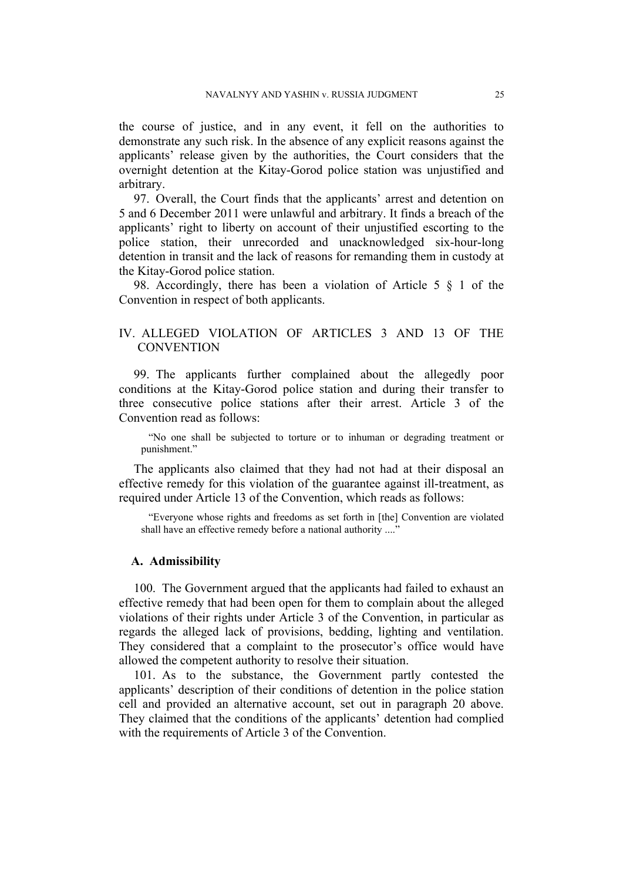the course of justice, and in any event, it fell on the authorities to demonstrate any such risk. In the absence of any explicit reasons against the applicants' release given by the authorities, the Court considers that the overnight detention at the Kitay-Gorod police station was unjustified and arbitrary.

97. Overall, the Court finds that the applicants' arrest and detention on 5 and 6 December 2011 were unlawful and arbitrary. It finds a breach of the applicants' right to liberty on account of their unjustified escorting to the police station, their unrecorded and unacknowledged six-hour-long detention in transit and the lack of reasons for remanding them in custody at the Kitay-Gorod police station.

98. Accordingly, there has been a violation of Article 5 § 1 of the Convention in respect of both applicants.

## IV. ALLEGED VIOLATION OF ARTICLES 3 AND 13 OF THE CONVENTION

99. The applicants further complained about the allegedly poor conditions at the Kitay-Gorod police station and during their transfer to three consecutive police stations after their arrest. Article 3 of the Convention read as follows:

> "No one shall be subjected to torture or to inhuman or degrading treatment or punishment."

The applicants also claimed that they had not had at their disposal an effective remedy for this violation of the guarantee against ill-treatment, as required under Article 13 of the Convention, which reads as follows:

> "Everyone whose rights and freedoms as set forth in [the] Convention are violated shall have an effective remedy before a national authority ...."

### A. Admissibility

100. The Government argued that the applicants had failed to exhaust an effective remedy that had been open for them to complain about the alleged violations of their rights under Article 3 of the Convention, in particular as regards the alleged lack of provisions, bedding, lighting and ventilation. They considered that a complaint to the prosecutor's office would have allowed the competent authority to resolve their situation.

101. As to the substance, the Government partly contested the applicants' description of their conditions of detention in the police station cell and provided an alternative account, set out in paragraph 20 above. They claimed that the conditions of the applicants' detention had complied with the requirements of Article 3 of the Convention.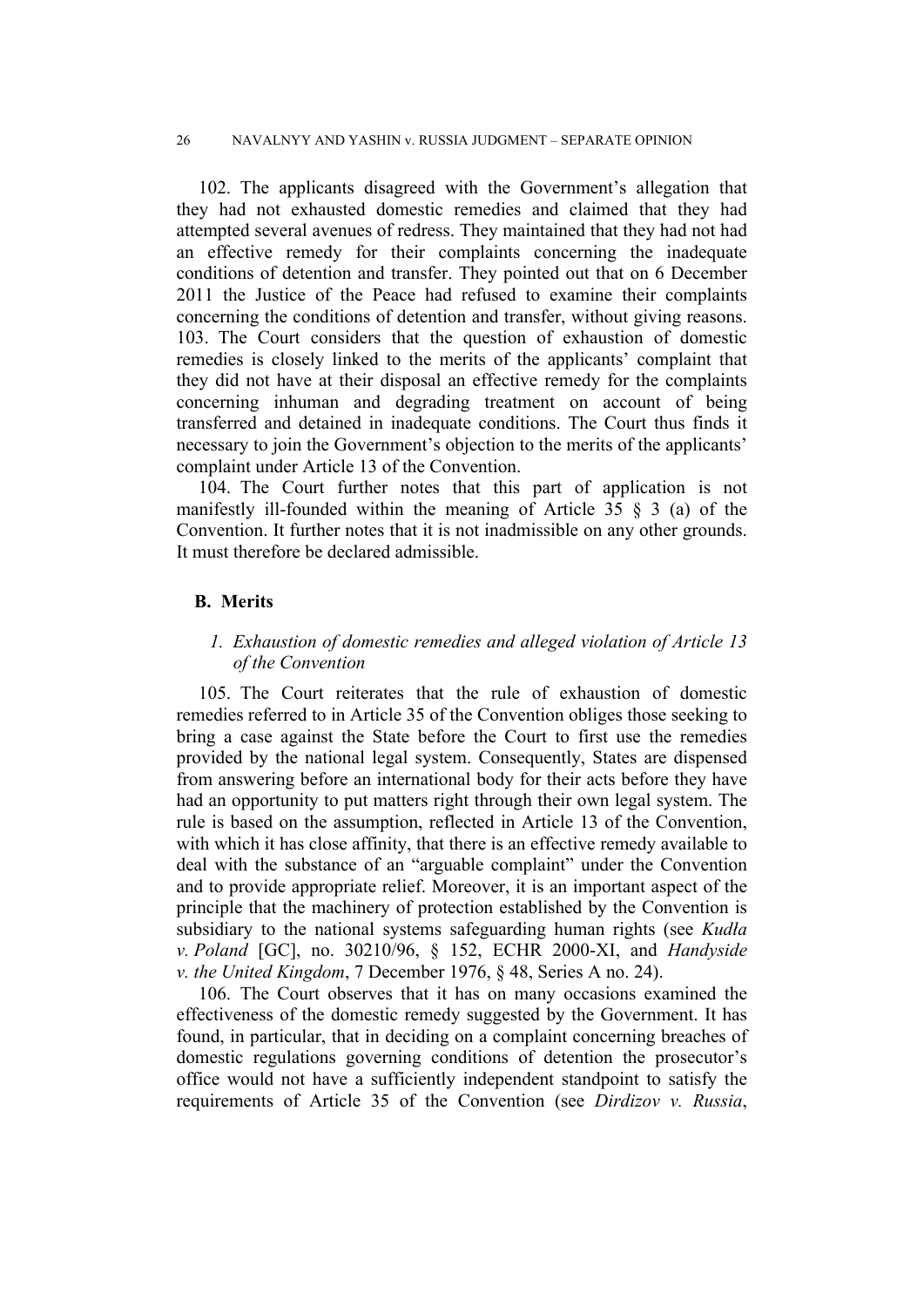102. The applicants disagreed with the Government's allegation that they had not exhausted domestic remedies and claimed that they had attempted several avenues of redress. They maintained that they had not had an effective remedy for their complaints concerning the inadequate conditions of detention and transfer. They pointed out that on 6 December 2011 the Justice of the Peace had refused to examine their complaints concerning the conditions of detention and transfer, without giving reasons.

103. The Court considers that the question of exhaustion of domestic remedies is closely linked to the merits of the applicants' complaint that they did not have at their disposal an effective remedy for the complaints concerning inhuman and degrading treatment on account of being transferred and detained in inadequate conditions. The Court thus finds it necessary to join the Government's objection to the merits of the applicants' complaint under Article 13 of the Convention.

104. The Court further notes that this part of application is not manifestly ill-founded within the meaning of Article 35 § 3 (a) of the Convention. It further notes that it is not inadmissible on any other grounds. It must therefore be declared admissible.

## B. Merits

### *1. Exhaustion of domestic remedies and alleged violation of Article 13 of the Convention*

105. The Court reiterates that the rule of exhaustion of domestic remedies referred to in Article 35 of the Convention obliges those seeking to bring a case against the State before the Court to first use the remedies provided by the national legal system. Consequently, States are dispensed from answering before an international body for their acts before they have had an opportunity to put matters right through their own legal system. The rule is based on the assumption, reflected in Article 13 of the Convention, with which it has close affinity, that there is an effective remedy available to deal with the substance of an "arguable complaint" under the Convention and to provide appropriate relief. Moreover, it is an important aspect of the principle that the machinery of protection established by the Convention is subsidiary to the national systems safeguarding human rights (see *Kudła v. Poland* [GC], no. 30210/96, § 152, ECHR 2000-XI, and *Handyside v. the United Kingdom*, 7 December 1976, § 48, Series A no. 24).

106. The Court observes that it has on many occasions examined the effectiveness of the domestic remedy suggested by the Government. It has found, in particular, that in deciding on a complaint concerning breaches of domestic regulations governing conditions of detention the prosecutor's office would not have a sufficiently independent standpoint to satisfy the requirements of Article 35 of the Convention (see *Dirdizov v. Russia*,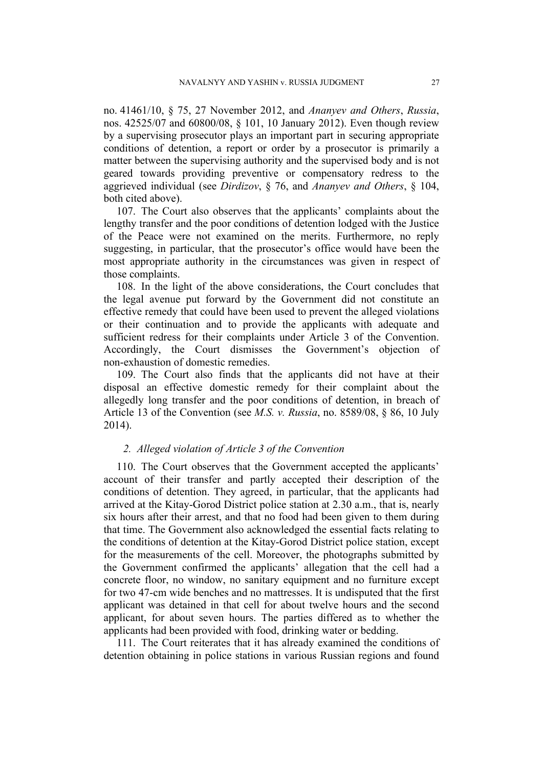no. 41461/10, § 75, 27 November 2012, and *Ananyev and Others*, *Russia*, nos. 42525/07 and 60800/08, § 101, 10 January 2012). Even though review by a supervising prosecutor plays an important part in securing appropriate conditions of detention, a report or order by a prosecutor is primarily a matter between the supervising authority and the supervised body and is not geared towards providing preventive or compensatory redress to the aggrieved individual (see *Dirdizov*, § 76, and *Ananyev and Others*, § 104, both cited above).

107. The Court also observes that the applicants' complaints about the lengthy transfer and the poor conditions of detention lodged with the Justice of the Peace were not examined on the merits. Furthermore, no reply suggesting, in particular, that the prosecutor's office would have been the most appropriate authority in the circumstances was given in respect of those complaints.

108. In the light of the above considerations, the Court concludes that the legal avenue put forward by the Government did not constitute an effective remedy that could have been used to prevent the alleged violations or their continuation and to provide the applicants with adequate and sufficient redress for their complaints under Article 3 of the Convention. Accordingly, the Court dismisses the Government's objection of non-exhaustion of domestic remedies.

109. The Court also finds that the applicants did not have at their disposal an effective domestic remedy for their complaint about the allegedly long transfer and the poor conditions of detention, in breach of Article 13 of the Convention (see *M.S. v. Russia*, no. 8589/08, § 86, 10 July 2014).

*2. Alleged violation of Article 3 of the Convention*

110. The Court observes that the Government accepted the applicants' account of their transfer and partly accepted their description of the conditions of detention. They agreed, in particular, that the applicants had arrived at the Kitay-Gorod District police station at 2.30 a.m., that is, nearly six hours after their arrest, and that no food had been given to them during that time. The Government also acknowledged the essential facts relating to the conditions of detention at the Kitay-Gorod District police station, except for the measurements of the cell. Moreover, the photographs submitted by the Government confirmed the applicants' allegation that the cell had a concrete floor, no window, no sanitary equipment and no furniture except for two 47-cm wide benches and no mattresses. It is undisputed that the first applicant was detained in that cell for about twelve hours and the second applicant, for about seven hours. The parties differed as to whether the applicants had been provided with food, drinking water or bedding.

111. The Court reiterates that it has already examined the conditions of detention obtaining in police stations in various Russian regions and found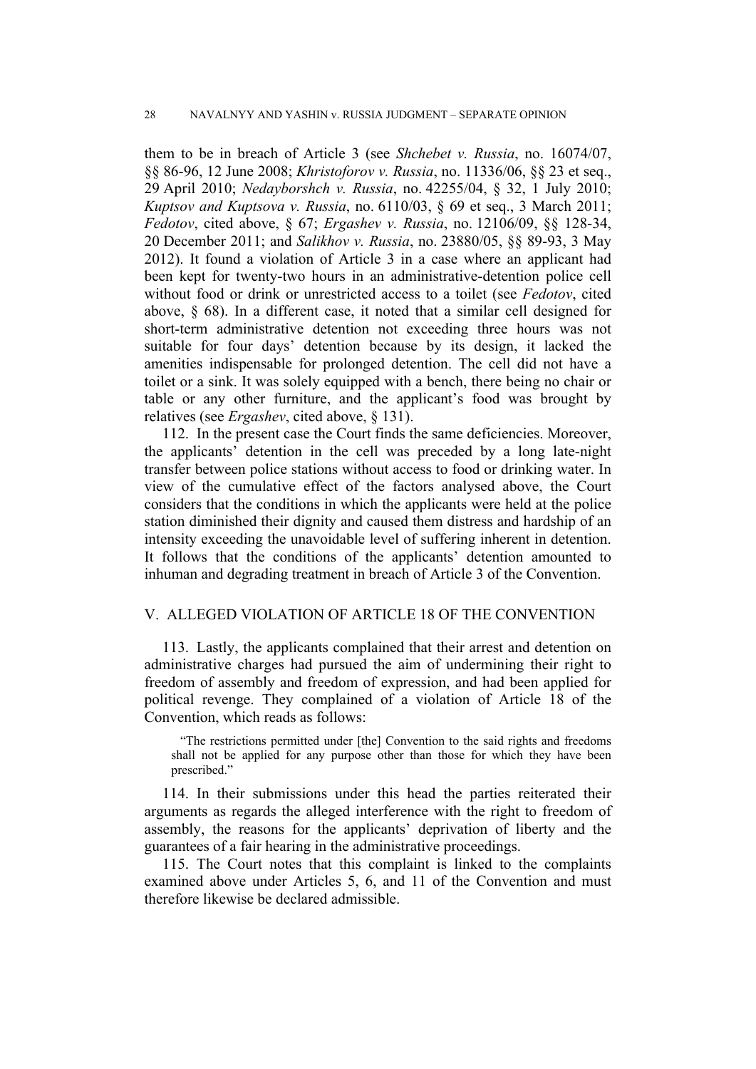them to be in breach of Article 3 (see *Shchebet v. Russia*, no. 16074/07, §§ 86-96, 12 June 2008; *Khristoforov v. Russia*, no. 11336/06, §§ 23 et seq., 29 April 2010; *Nedayborshch v. Russia*, no. 42255/04, § 32, 1 July 2010; *Kuptsov and Kuptsova v. Russia*, no. 6110/03, § 69 et seq., 3 March 2011; *Fedotov*, cited above, § 67; *Ergashev v. Russia*, no. 12106/09, §§ 128-34, 20 December 2011; and *Salikhov v. Russia*, no. 23880/05, §§ 89-93, 3 May 2012). It found a violation of Article 3 in a case where an applicant had been kept for twenty-two hours in an administrative-detention police cell without food or drink or unrestricted access to a toilet (see *Fedotov*, cited above, § 68). In a different case, it noted that a similar cell designed for short-term administrative detention not exceeding three hours was not suitable for four days' detention because by its design, it lacked the amenities indispensable for prolonged detention. The cell did not have a toilet or a sink. It was solely equipped with a bench, there being no chair or table or any other furniture, and the applicant's food was brought by relatives (see *Ergashev*, cited above, § 131).

112. In the present case the Court finds the same deficiencies. Moreover, the applicants' detention in the cell was preceded by a long late-night transfer between police stations without access to food or drinking water. In view of the cumulative effect of the factors analysed above, the Court considers that the conditions in which the applicants were held at the police station diminished their dignity and caused them distress and hardship of an intensity exceeding the unavoidable level of suffering inherent in detention. It follows that the conditions of the applicants' detention amounted to inhuman and degrading treatment in breach of Article 3 of the Convention.

## V. ALLEGED VIOLATION OF ARTICLE 18 OF THE CONVENTION

113. Lastly, the applicants complained that their arrest and detention on administrative charges had pursued the aim of undermining their right to freedom of assembly and freedom of expression, and had been applied for political revenge. They complained of a violation of Article 18 of the Convention, which reads as follows:

> "The restrictions permitted under [the] Convention to the said rights and freedoms shall not be applied for any purpose other than those for which they have been prescribed."

114. In their submissions under this head the parties reiterated their arguments as regards the alleged interference with the right to freedom of assembly, the reasons for the applicants' deprivation of liberty and the guarantees of a fair hearing in the administrative proceedings.

115. The Court notes that this complaint is linked to the complaints examined above under Articles 5, 6, and 11 of the Convention and must therefore likewise be declared admissible.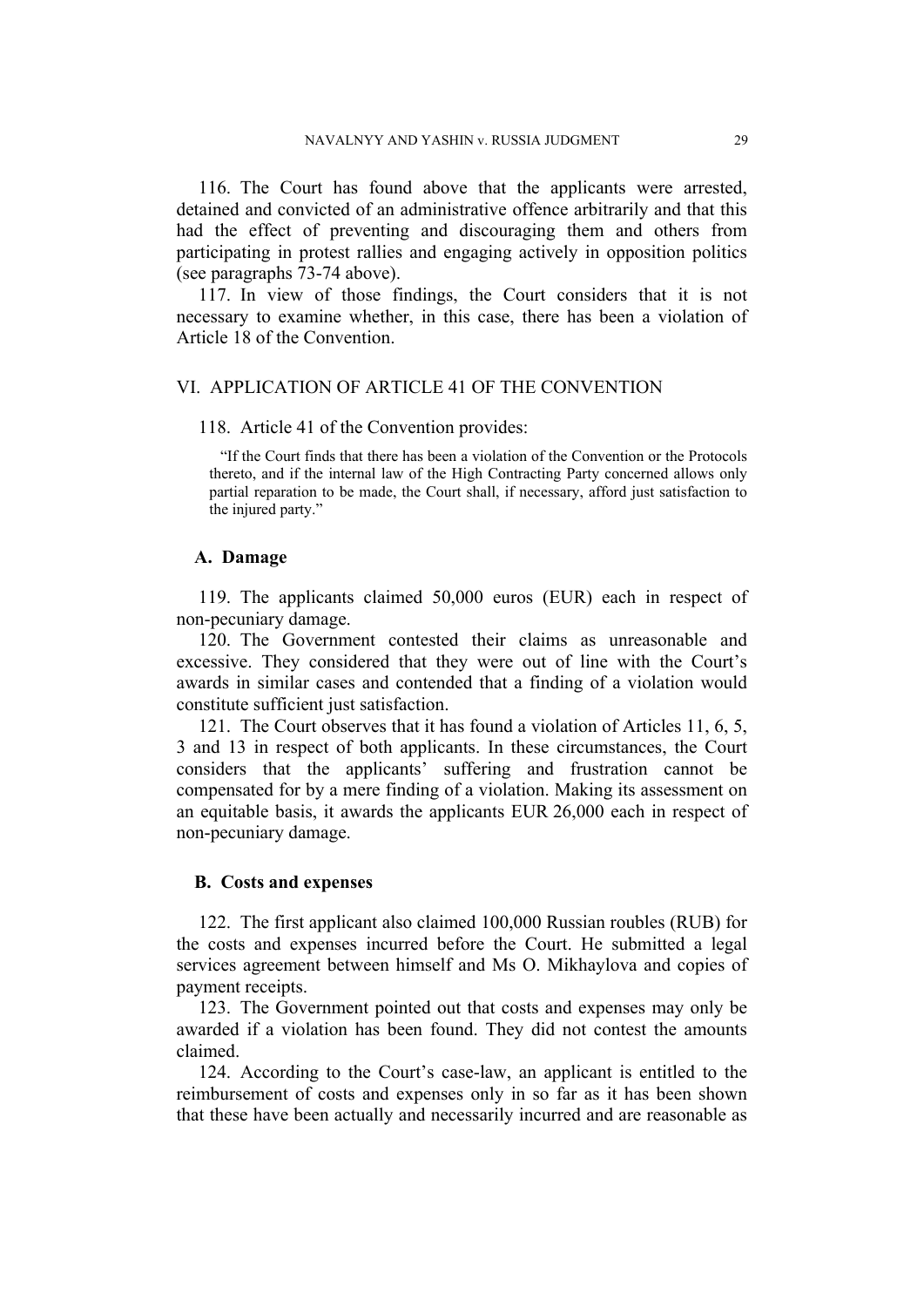116. The Court has found above that the applicants were arrested, detained and convicted of an administrative offence arbitrarily and that this had the effect of preventing and discouraging them and others from participating in protest rallies and engaging actively in opposition politics (see paragraphs 73-74 above).

117. In view of those findings, the Court considers that it is not necessary to examine whether, in this case, there has been a violation of Article 18 of the Convention.

## VI. APPLICATION OF ARTICLE 41 OF THE CONVENTION

118. Article 41 of the Convention provides:

> "If the Court finds that there has been a violation of the Convention or the Protocols thereto, and if the internal law of the High Contracting Party concerned allows only partial reparation to be made, the Court shall, if necessary, afford just satisfaction to the injured party."

### A. Damage

119. The applicants claimed 50,000 euros (EUR) each in respect of non-pecuniary damage.

120. The Government contested their claims as unreasonable and excessive. They considered that they were out of line with the Court's awards in similar cases and contended that a finding of a violation would constitute sufficient just satisfaction.

121. The Court observes that it has found a violation of Articles 11, 6, 5, 3 and 13 in respect of both applicants. In these circumstances, the Court considers that the applicants' suffering and frustration cannot be compensated for by a mere finding of a violation. Making its assessment on an equitable basis, it awards the applicants EUR 26,000 each in respect of non-pecuniary damage.

### B. Costs and expenses

122. The first applicant also claimed 100,000 Russian roubles (RUB) for the costs and expenses incurred before the Court. He submitted a legal services agreement between himself and Ms O. Mikhaylova and copies of payment receipts.

123. The Government pointed out that costs and expenses may only be awarded if a violation has been found. They did not contest the amounts claimed.

124. According to the Court's case-law, an applicant is entitled to the reimbursement of costs and expenses only in so far as it has been shown that these have been actually and necessarily incurred and are reasonable as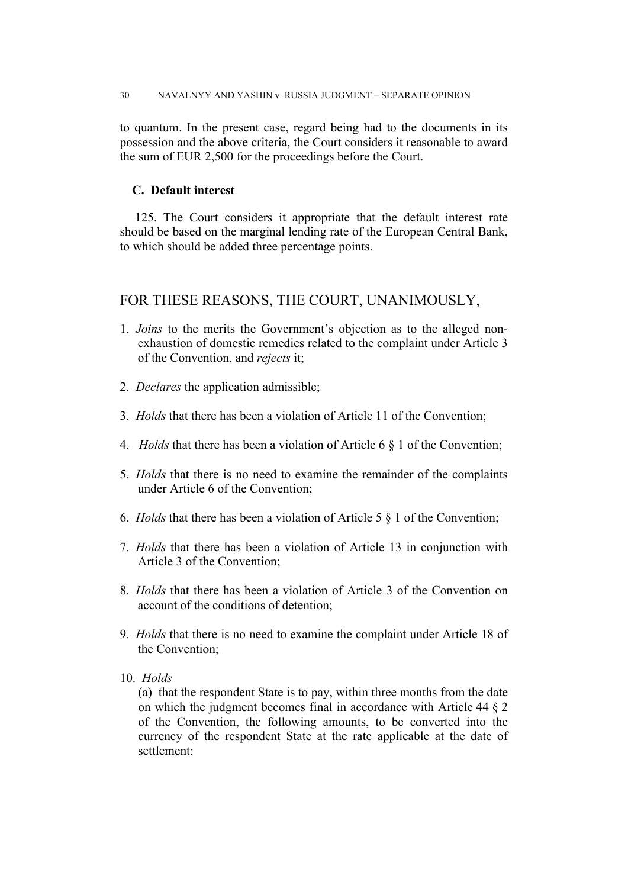to quantum. In the present case, regard being had to the documents in its possession and the above criteria, the Court considers it reasonable to award the sum of EUR 2,500 for the proceedings before the Court.

### C. Default interest

125. The Court considers it appropriate that the default interest rate should be based on the marginal lending rate of the European Central Bank, to which should be added three percentage points.

## FOR THESE REASONS, THE COURT, UNANIMOUSLY,

1. *Joins* to the merits the Government's objection as to the alleged non-exhaustion of domestic remedies related to the complaint under Article 3 of the Convention, and *rejects* it;

2. *Declares* the application admissible;

3. *Holds* that there has been a violation of Article 11 of the Convention;

4. *Holds* that there has been a violation of Article 6 § 1 of the Convention;

5. *Holds* that there is no need to examine the remainder of the complaints under Article 6 of the Convention;

6. *Holds* that there has been a violation of Article 5 § 1 of the Convention;

7. *Holds* that there has been a violation of Article 13 in conjunction with Article 3 of the Convention;

8. *Holds* that there has been a violation of Article 3 of the Convention on account of the conditions of detention;

9. *Holds* that there is no need to examine the complaint under Article 18 of the Convention;

10. *Holds*

    (a) that the respondent State is to pay, within three months from the date on which the judgment becomes final in accordance with Article 44 § 2 of the Convention, the following amounts, to be converted into the currency of the respondent State at the rate applicable at the date of settlement: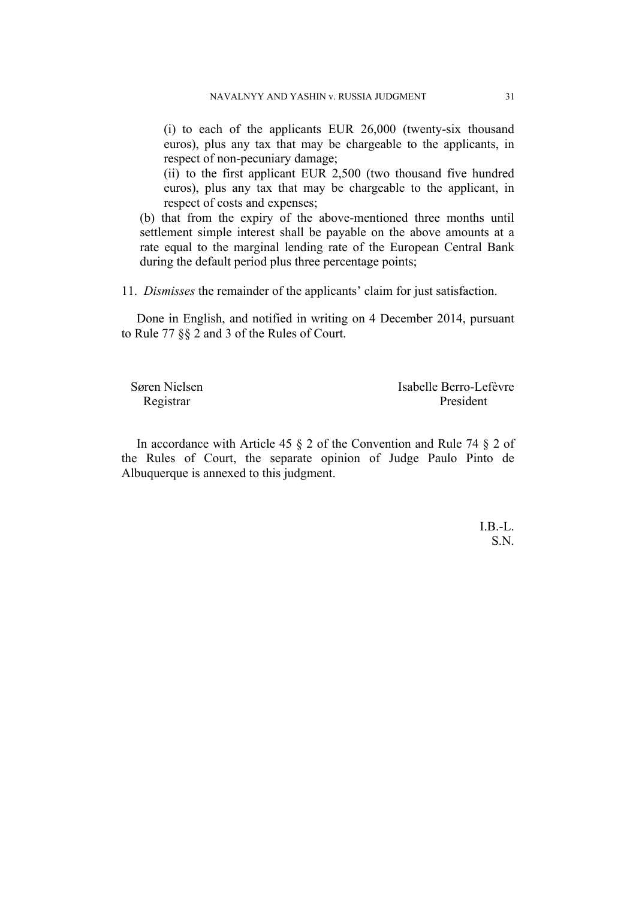(i) to each of the applicants EUR 26,000 (twenty-six thousand euros), plus any tax that may be chargeable to the applicants, in respect of non-pecuniary damage;

(ii) to the first applicant EUR 2,500 (two thousand five hundred euros), plus any tax that may be chargeable to the applicant, in respect of costs and expenses;

(b) that from the expiry of the above-mentioned three months until settlement simple interest shall be payable on the above amounts at a rate equal to the marginal lending rate of the European Central Bank during the default period plus three percentage points;

11. *Dismisses* the remainder of the applicants' claim for just satisfaction.

Done in English, and notified in writing on 4 December 2014, pursuant to Rule 77 §§ 2 and 3 of the Rules of Court.

Søren Nielsen
Registrar

Isabelle Berro-Lefèvre
President

In accordance with Article 45 § 2 of the Convention and Rule 74 § 2 of the Rules of Court, the separate opinion of Judge Paulo Pinto de Albuquerque is annexed to this judgment.

I.B.-L.
S.N.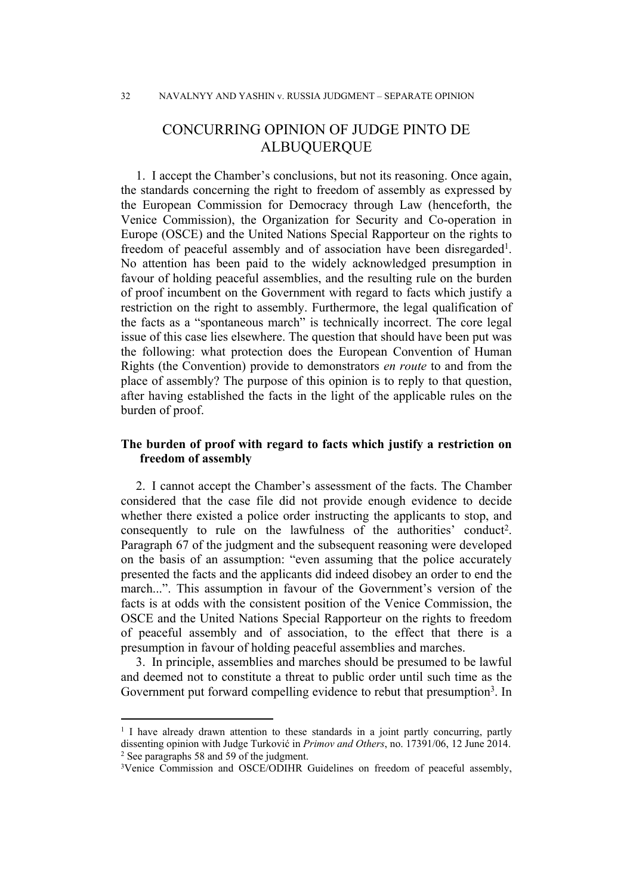# CONCURRING OPINION OF JUDGE PINTO DE ALBUQUERQUE

1. I accept the Chamber's conclusions, but not its reasoning. Once again, the standards concerning the right to freedom of assembly as expressed by the European Commission for Democracy through Law (henceforth, the Venice Commission), the Organization for Security and Co-operation in Europe (OSCE) and the United Nations Special Rapporteur on the rights to freedom of peaceful assembly and of association have been disregarded[1]. No attention has been paid to the widely acknowledged presumption in favour of holding peaceful assemblies, and the resulting rule on the burden of proof incumbent on the Government with regard to facts which justify a restriction on the right to assembly. Furthermore, the legal qualification of the facts as a "spontaneous march" is technically incorrect. The core legal issue of this case lies elsewhere. The question that should have been put was the following: what protection does the European Convention of Human Rights (the Convention) provide to demonstrators *en route* to and from the place of assembly? The purpose of this opinion is to reply to that question, after having established the facts in the light of the applicable rules on the burden of proof.

## The burden of proof with regard to facts which justify a restriction on freedom of assembly

2. I cannot accept the Chamber's assessment of the facts. The Chamber considered that the case file did not provide enough evidence to decide whether there existed a police order instructing the applicants to stop, and consequently to rule on the lawfulness of the authorities' conduct[2]. Paragraph 67 of the judgment and the subsequent reasoning were developed on the basis of an assumption: "even assuming that the police accurately presented the facts and the applicants did indeed disobey an order to end the march...". This assumption in favour of the Government's version of the facts is at odds with the consistent position of the Venice Commission, the OSCE and the United Nations Special Rapporteur on the rights to freedom of peaceful assembly and of association, to the effect that there is a presumption in favour of holding peaceful assemblies and marches.

3. In principle, assemblies and marches should be presumed to be lawful and deemed not to constitute a threat to public order until such time as the Government put forward compelling evidence to rebut that presumption[3]. In

---

[1] I have already drawn attention to these standards in a joint partly concurring, partly dissenting opinion with Judge Turković in *Primov and Others*, no. 17391/06, 12 June 2014.

[2] See paragraphs 58 and 59 of the judgment.

[3] Venice Commission and OSCE/ODIHR Guidelines on freedom of peaceful assembly,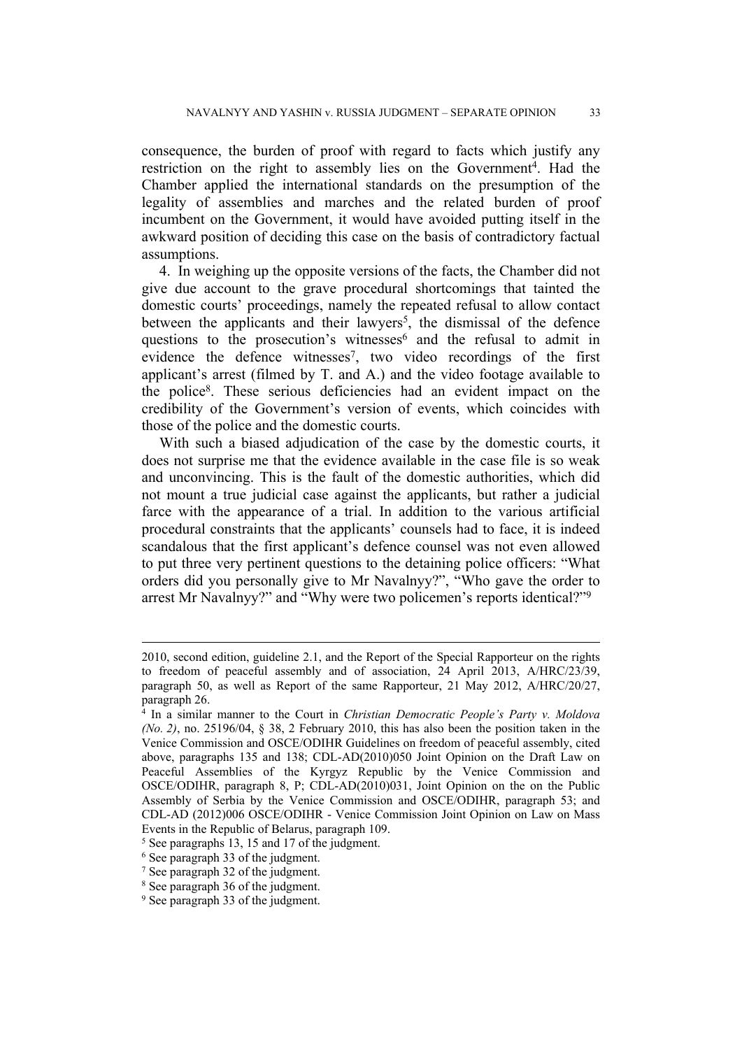consequence, the burden of proof with regard to facts which justify any restriction on the right to assembly lies on the Government[4]. Had the Chamber applied the international standards on the presumption of the legality of assemblies and marches and the related burden of proof incumbent on the Government, it would have avoided putting itself in the awkward position of deciding this case on the basis of contradictory factual assumptions.

4. In weighing up the opposite versions of the facts, the Chamber did not give due account to the grave procedural shortcomings that tainted the domestic courts' proceedings, namely the repeated refusal to allow contact between the applicants and their lawyers[5], the dismissal of the defence questions to the prosecution's witnesses[6] and the refusal to admit in evidence the defence witnesses[7], two video recordings of the first applicant's arrest (filmed by T. and A.) and the video footage available to the police[8]. These serious deficiencies had an evident impact on the credibility of the Government's version of events, which coincides with those of the police and the domestic courts.

With such a biased adjudication of the case by the domestic courts, it does not surprise me that the evidence available in the case file is so weak and unconvincing. This is the fault of the domestic authorities, which did not mount a true judicial case against the applicants, but rather a judicial farce with the appearance of a trial. In addition to the various artificial procedural constraints that the applicants' counsels had to face, it is indeed scandalous that the first applicant's defence counsel was not even allowed to put three very pertinent questions to the detaining police officers: "What orders did you personally give to Mr Navalnyy?", "Who gave the order to arrest Mr Navalnyy?" and "Why were two policemen's reports identical?"[9]

---

2010, second edition, guideline 2.1, and the Report of the Special Rapporteur on the rights to freedom of peaceful assembly and of association, 24 April 2013, A/HRC/23/39, paragraph 50, as well as Report of the same Rapporteur, 21 May 2012, A/HRC/20/27, paragraph 26.

[4] In a similar manner to the Court in *Christian Democratic People's Party v. Moldova (No. 2)*, no. 25196/04, § 38, 2 February 2010, this has also been the position taken in the Venice Commission and OSCE/ODIHR Guidelines on freedom of peaceful assembly, cited above, paragraphs 135 and 138; CDL-AD(2010)050 Joint Opinion on the Draft Law on Peaceful Assemblies of the Kyrgyz Republic by the Venice Commission and OSCE/ODIHR, paragraph 8, P; CDL-AD(2010)031, Joint Opinion on the on the Public Assembly of Serbia by the Venice Commission and OSCE/ODIHR, paragraph 53; and CDL-AD (2012)006 OSCE/ODIHR - Venice Commission Joint Opinion on Law on Mass Events in the Republic of Belarus, paragraph 109.

[5] See paragraphs 13, 15 and 17 of the judgment.

[6] See paragraph 33 of the judgment.

[7] See paragraph 32 of the judgment.

[8] See paragraph 36 of the judgment.

[9] See paragraph 33 of the judgment.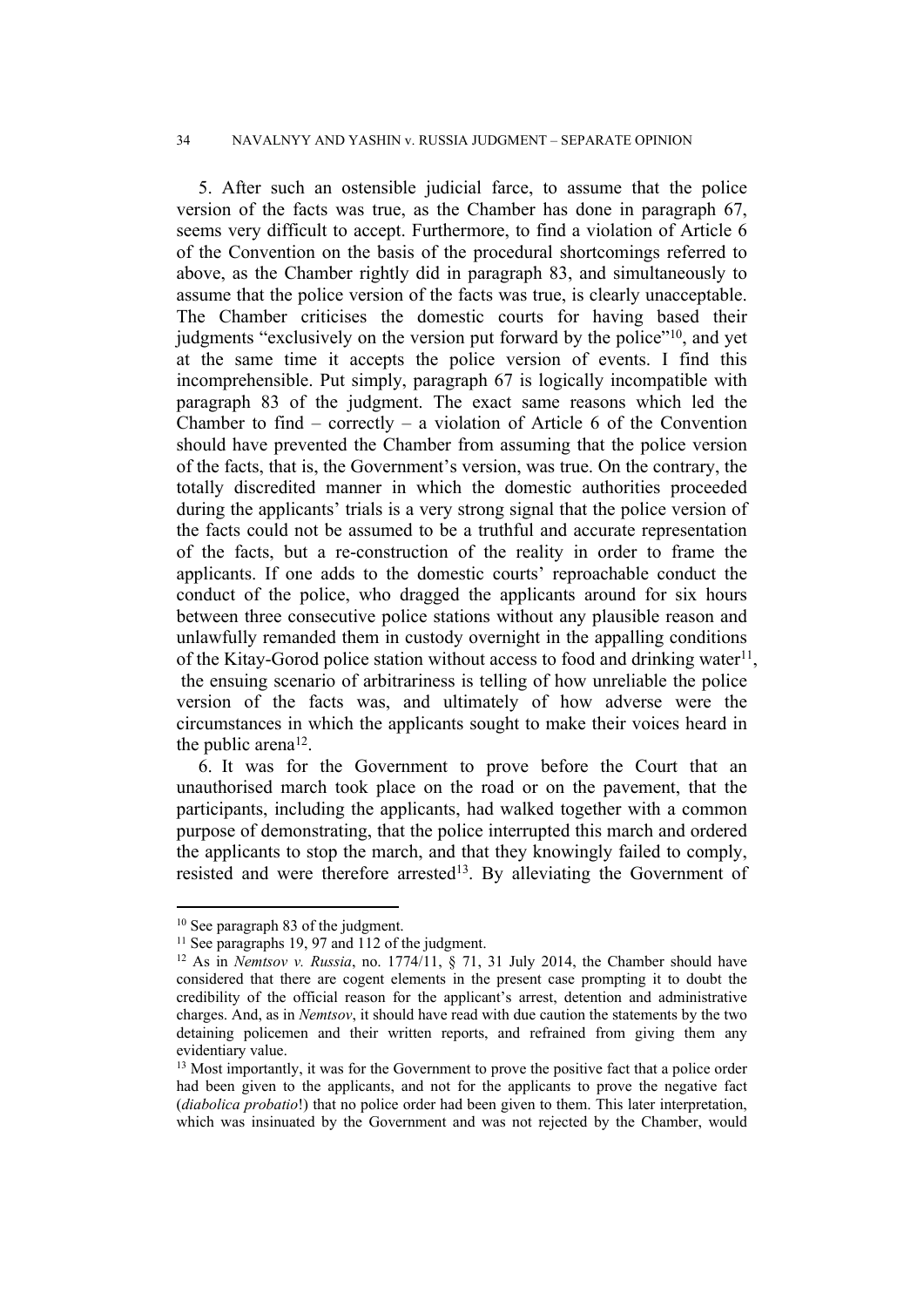5. After such an ostensible judicial farce, to assume that the police version of the facts was true, as the Chamber has done in paragraph 67, seems very difficult to accept. Furthermore, to find a violation of Article 6 of the Convention on the basis of the procedural shortcomings referred to above, as the Chamber rightly did in paragraph 83, and simultaneously to assume that the police version of the facts was true, is clearly unacceptable. The Chamber criticises the domestic courts for having based their judgments "exclusively on the version put forward by the police"[10], and yet at the same time it accepts the police version of events. I find this incomprehensible. Put simply, paragraph 67 is logically incompatible with paragraph 83 of the judgment. The exact same reasons which led the Chamber to find – correctly – a violation of Article 6 of the Convention should have prevented the Chamber from assuming that the police version of the facts, that is, the Government's version, was true. On the contrary, the totally discredited manner in which the domestic authorities proceeded during the applicants' trials is a very strong signal that the police version of the facts could not be assumed to be a truthful and accurate representation of the facts, but a re-construction of the reality in order to frame the applicants. If one adds to the domestic courts' reproachable conduct the conduct of the police, who dragged the applicants around for six hours between three consecutive police stations without any plausible reason and unlawfully remanded them in custody overnight in the appalling conditions of the Kitay-Gorod police station without access to food and drinking water[11], the ensuing scenario of arbitrariness is telling of how unreliable the police version of the facts was, and ultimately of how adverse were the circumstances in which the applicants sought to make their voices heard in the public arena[12].

6. It was for the Government to prove before the Court that an unauthorised march took place on the road or on the pavement, that the participants, including the applicants, had walked together with a common purpose of demonstrating, that the police interrupted this march and ordered the applicants to stop the march, and that they knowingly failed to comply, resisted and were therefore arrested[13]. By alleviating the Government of

---

[10] See paragraph 83 of the judgment.

[11] See paragraphs 19, 97 and 112 of the judgment.

[12] As in *Nemtsov v. Russia*, no. 1774/11, § 71, 31 July 2014, the Chamber should have considered that there are cogent elements in the present case prompting it to doubt the credibility of the official reason for the applicant's arrest, detention and administrative charges. And, as in *Nemtsov*, it should have read with due caution the statements by the two detaining policemen and their written reports, and refrained from giving them any evidentiary value.

[13] Most importantly, it was for the Government to prove the positive fact that a police order had been given to the applicants, and not for the applicants to prove the negative fact (*diabolica probatio*!) that no police order had been given to them. This later interpretation, which was insinuated by the Government and was not rejected by the Chamber, would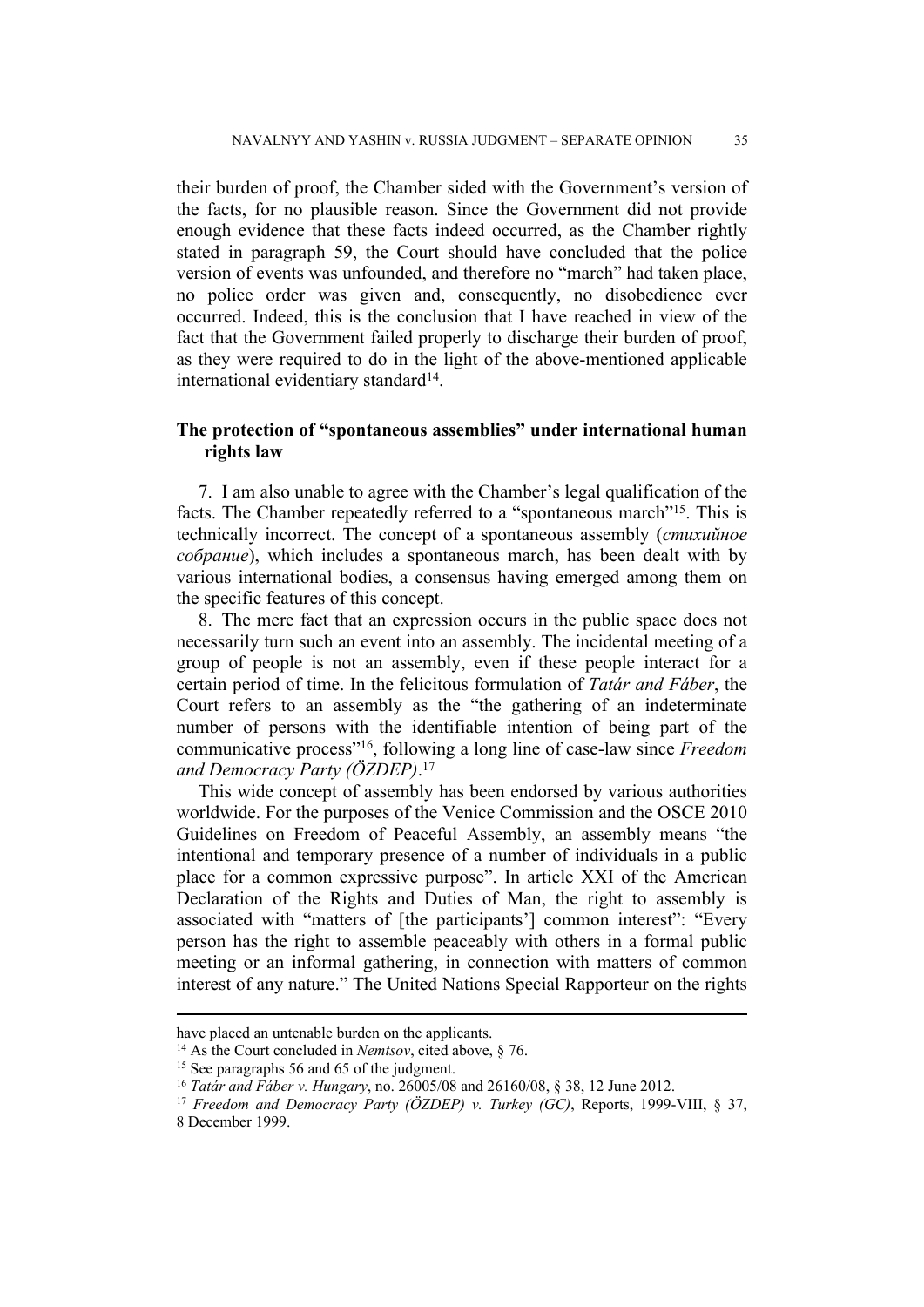their burden of proof, the Chamber sided with the Government's version of the facts, for no plausible reason. Since the Government did not provide enough evidence that these facts indeed occurred, as the Chamber rightly stated in paragraph 59, the Court should have concluded that the police version of events was unfounded, and therefore no "march" had taken place, no police order was given and, consequently, no disobedience ever occurred. Indeed, this is the conclusion that I have reached in view of the fact that the Government failed properly to discharge their burden of proof, as they were required to do in the light of the above-mentioned applicable international evidentiary standard[14].

**The protection of "spontaneous assemblies" under international human rights law**

7. I am also unable to agree with the Chamber's legal qualification of the facts. The Chamber repeatedly referred to a "spontaneous march"[15]. This is technically incorrect. The concept of a spontaneous assembly (*стихийное собрание*), which includes a spontaneous march, has been dealt with by various international bodies, a consensus having emerged among them on the specific features of this concept.

8. The mere fact that an expression occurs in the public space does not necessarily turn such an event into an assembly. The incidental meeting of a group of people is not an assembly, even if these people interact for a certain period of time. In the felicitous formulation of *Tatár and Fáber*, the Court refers to an assembly as the "the gathering of an indeterminate number of persons with the identifiable intention of being part of the communicative process"[16], following a long line of case-law since *Freedom and Democracy Party (ÖZDEP)*.[17]

This wide concept of assembly has been endorsed by various authorities worldwide. For the purposes of the Venice Commission and the OSCE 2010 Guidelines on Freedom of Peaceful Assembly, an assembly means "the intentional and temporary presence of a number of individuals in a public place for a common expressive purpose". In article XXI of the American Declaration of the Rights and Duties of Man, the right to assembly is associated with "matters of [the participants'] common interest": "Every person has the right to assemble peaceably with others in a formal public meeting or an informal gathering, in connection with matters of common interest of any nature." The United Nations Special Rapporteur on the rights

---

have placed an untenable burden on the applicants.

[14] As the Court concluded in *Nemtsov*, cited above, § 76.

[15] See paragraphs 56 and 65 of the judgment.

[16] *Tatár and Fáber v. Hungary*, no. 26005/08 and 26160/08, § 38, 12 June 2012.

[17] *Freedom and Democracy Party (ÖZDEP) v. Turkey (GC)*, Reports, 1999-VIII, § 37, 8 December 1999.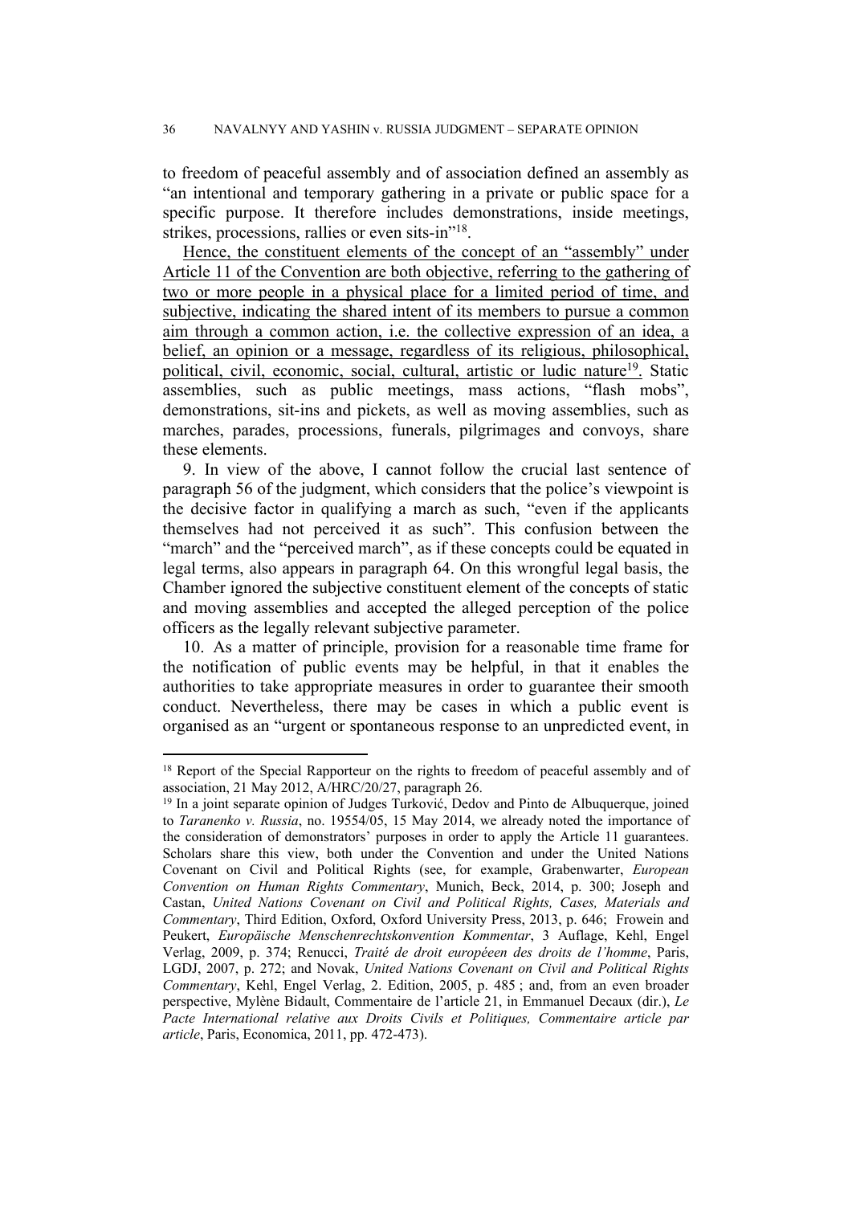to freedom of peaceful assembly and of association defined an assembly as "an intentional and temporary gathering in a private or public space for a specific purpose. It therefore includes demonstrations, inside meetings, strikes, processions, rallies or even sits-in"[18].

Hence, the constituent elements of the concept of an "assembly" under Article 11 of the Convention are both objective, referring to the gathering of two or more people in a physical place for a limited period of time, and subjective, indicating the shared intent of its members to pursue a common aim through a common action, i.e. the collective expression of an idea, a belief, an opinion or a message, regardless of its religious, philosophical, political, civil, economic, social, cultural, artistic or ludic nature[19]. Static assemblies, such as public meetings, mass actions, "flash mobs", demonstrations, sit-ins and pickets, as well as moving assemblies, such as marches, parades, processions, funerals, pilgrimages and convoys, share these elements.

9. In view of the above, I cannot follow the crucial last sentence of paragraph 56 of the judgment, which considers that the police's viewpoint is the decisive factor in qualifying a march as such, "even if the applicants themselves had not perceived it as such". This confusion between the "march" and the "perceived march", as if these concepts could be equated in legal terms, also appears in paragraph 64. On this wrongful legal basis, the Chamber ignored the subjective constituent element of the concepts of static and moving assemblies and accepted the alleged perception of the police officers as the legally relevant subjective parameter.

10. As a matter of principle, provision for a reasonable time frame for the notification of public events may be helpful, in that it enables the authorities to take appropriate measures in order to guarantee their smooth conduct. Nevertheless, there may be cases in which a public event is organised as an "urgent or spontaneous response to an unpredicted event, in

---

[18] Report of the Special Rapporteur on the rights to freedom of peaceful assembly and of association, 21 May 2012, A/HRC/20/27, paragraph 26.

[19] In a joint separate opinion of Judges Turković, Dedov and Pinto de Albuquerque, joined to *Taranenko v. Russia*, no. 19554/05, 15 May 2014, we already noted the importance of the consideration of demonstrators' purposes in order to apply the Article 11 guarantees. Scholars share this view, both under the Convention and under the United Nations Covenant on Civil and Political Rights (see, for example, Grabenwarter, *European Convention on Human Rights Commentary*, Munich, Beck, 2014, p. 300; Joseph and Castan, *United Nations Covenant on Civil and Political Rights, Cases, Materials and Commentary*, Third Edition, Oxford, Oxford University Press, 2013, p. 646; Frowein and Peukert, *Europäische Menschenrechtskonvention Kommentar*, 3 Auflage, Kehl, Engel Verlag, 2009, p. 374; Renucci, *Traité de droit européeen des droits de l'homme*, Paris, LGDJ, 2007, p. 272; and Novak, *United Nations Covenant on Civil and Political Rights Commentary*, Kehl, Engel Verlag, 2. Edition, 2005, p. 485 ; and, from an even broader perspective, Mylène Bidault, Commentaire de l'article 21, in Emmanuel Decaux (dir.), *Le Pacte International relative aux Droits Civils et Politiques, Commentaire article par article*, Paris, Economica, 2011, pp. 472-473).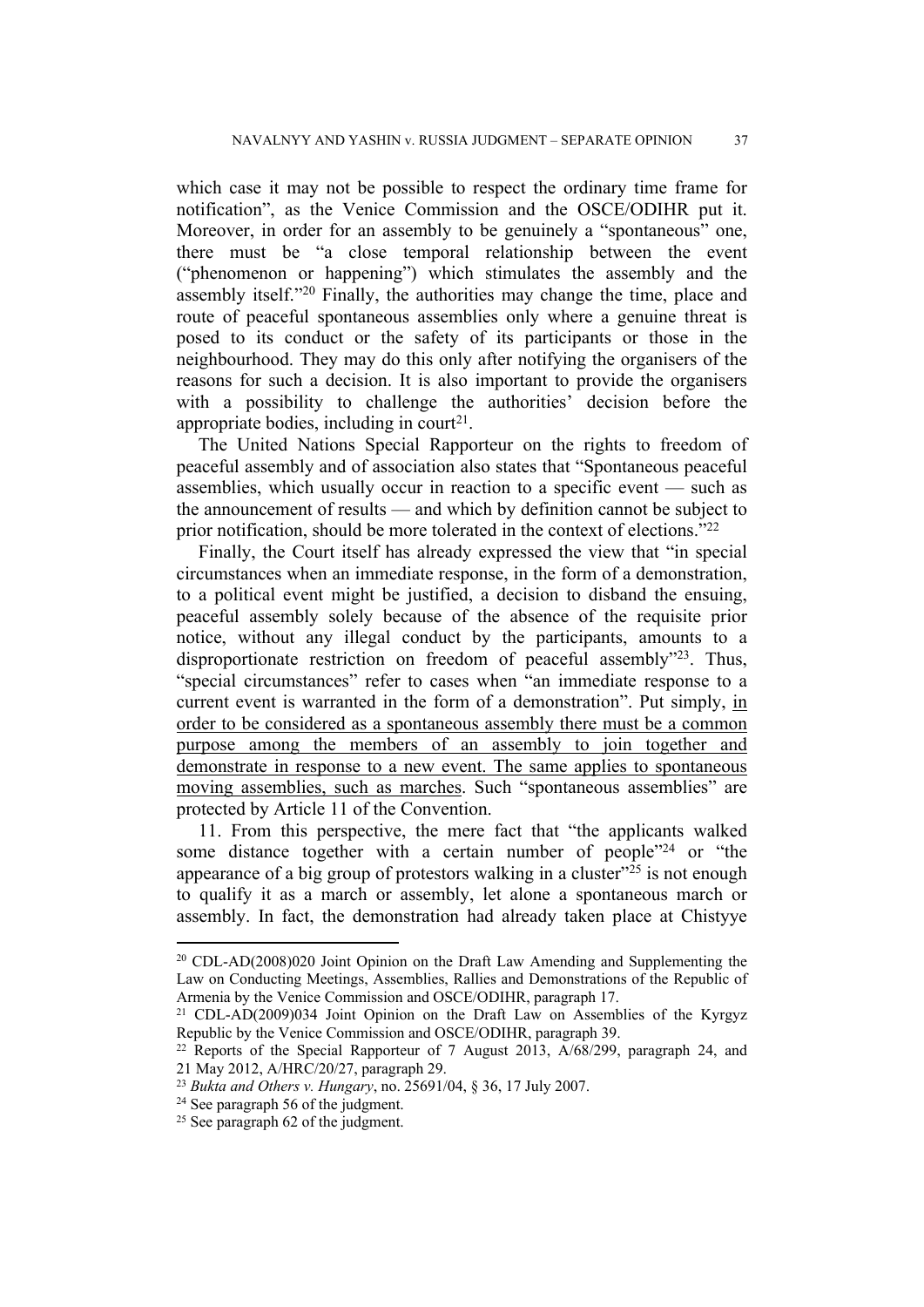which case it may not be possible to respect the ordinary time frame for notification", as the Venice Commission and the OSCE/ODIHR put it. Moreover, in order for an assembly to be genuinely a "spontaneous" one, there must be "a close temporal relationship between the event ("phenomenon or happening") which stimulates the assembly and the assembly itself."[20] Finally, the authorities may change the time, place and route of peaceful spontaneous assemblies only where a genuine threat is posed to its conduct or the safety of its participants or those in the neighbourhood. They may do this only after notifying the organisers of the reasons for such a decision. It is also important to provide the organisers with a possibility to challenge the authorities' decision before the appropriate bodies, including in court[21].

The United Nations Special Rapporteur on the rights to freedom of peaceful assembly and of association also states that "Spontaneous peaceful assemblies, which usually occur in reaction to a specific event — such as the announcement of results — and which by definition cannot be subject to prior notification, should be more tolerated in the context of elections."[22]

Finally, the Court itself has already expressed the view that "in special circumstances when an immediate response, in the form of a demonstration, to a political event might be justified, a decision to disband the ensuing, peaceful assembly solely because of the absence of the requisite prior notice, without any illegal conduct by the participants, amounts to a disproportionate restriction on freedom of peaceful assembly"[23]. Thus, "special circumstances" refer to cases when "an immediate response to a current event is warranted in the form of a demonstration". Put simply, in order to be considered as a spontaneous assembly there must be a common purpose among the members of an assembly to join together and demonstrate in response to a new event. The same applies to spontaneous moving assemblies, such as marches. Such "spontaneous assemblies" are protected by Article 11 of the Convention.

11. From this perspective, the mere fact that "the applicants walked some distance together with a certain number of people"[24] or "the appearance of a big group of protestors walking in a cluster"[25] is not enough to qualify it as a march or assembly, let alone a spontaneous march or assembly. In fact, the demonstration had already taken place at Chistyye

---

[20] CDL-AD(2008)020 Joint Opinion on the Draft Law Amending and Supplementing the Law on Conducting Meetings, Assemblies, Rallies and Demonstrations of the Republic of Armenia by the Venice Commission and OSCE/ODIHR, paragraph 17.

[21] CDL-AD(2009)034 Joint Opinion on the Draft Law on Assemblies of the Kyrgyz Republic by the Venice Commission and OSCE/ODIHR, paragraph 39.

[22] Reports of the Special Rapporteur of 7 August 2013, A/68/299, paragraph 24, and 21 May 2012, A/HRC/20/27, paragraph 29.

[23] *Bukta and Others v. Hungary*, no. 25691/04, § 36, 17 July 2007.

[24] See paragraph 56 of the judgment.

[25] See paragraph 62 of the judgment.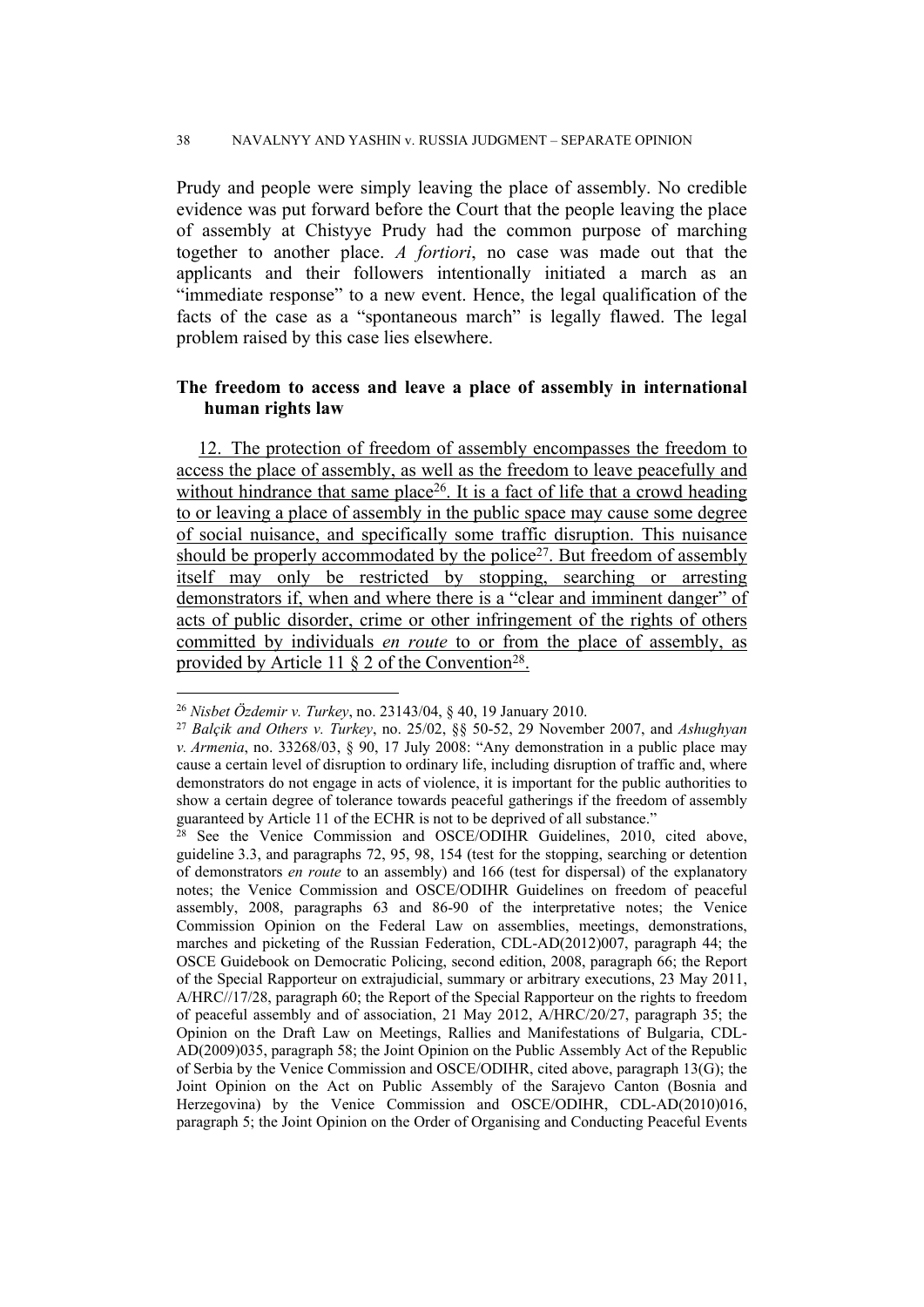Prudy and people were simply leaving the place of assembly. No credible evidence was put forward before the Court that the people leaving the place of assembly at Chistyye Prudy had the common purpose of marching together to another place. *A fortiori*, no case was made out that the applicants and their followers intentionally initiated a march as an "immediate response" to a new event. Hence, the legal qualification of the facts of the case as a "spontaneous march" is legally flawed. The legal problem raised by this case lies elsewhere.

**The freedom to access and leave a place of assembly in international human rights law**

12. <u>The protection of freedom of assembly encompasses the freedom to access the place of assembly, as well as the freedom to leave peacefully and without hindrance that same place[26]. It is a fact of life that a crowd heading to or leaving a place of assembly in the public space may cause some degree of social nuisance, and specifically some traffic disruption. This nuisance should be properly accommodated by the police[27]. But freedom of assembly itself may only be restricted by stopping, searching or arresting demonstrators if, when and where there is a "clear and imminent danger" of acts of public disorder, crime or other infringement of the rights of others committed by individuals *en route* to or from the place of assembly, as provided by Article 11 § 2 of the Convention[28].</u>

---

[26] *Nisbet Özdemir v. Turkey*, no. 23143/04, § 40, 19 January 2010.

[27] *Balçik and Others v. Turkey*, no. 25/02, §§ 50-52, 29 November 2007, and *Ashughyan v. Armenia*, no. 33268/03, § 90, 17 July 2008: "Any demonstration in a public place may cause a certain level of disruption to ordinary life, including disruption of traffic and, where demonstrators do not engage in acts of violence, it is important for the public authorities to show a certain degree of tolerance towards peaceful gatherings if the freedom of assembly guaranteed by Article 11 of the ECHR is not to be deprived of all substance."

[28] See the Venice Commission and OSCE/ODIHR Guidelines, 2010, cited above, guideline 3.3, and paragraphs 72, 95, 98, 154 (test for the stopping, searching or detention of demonstrators *en route* to an assembly) and 166 (test for dispersal) of the explanatory notes; the Venice Commission and OSCE/ODIHR Guidelines on freedom of peaceful assembly, 2008, paragraphs 63 and 86-90 of the interpretative notes; the Venice Commission Opinion on the Federal Law on assemblies, meetings, demonstrations, marches and picketing of the Russian Federation, CDL-AD(2012)007, paragraph 44; the OSCE Guidebook on Democratic Policing, second edition, 2008, paragraph 66; the Report of the Special Rapporteur on extrajudicial, summary or arbitrary executions, 23 May 2011, A/HRC//17/28, paragraph 60; the Report of the Special Rapporteur on the rights to freedom of peaceful assembly and of association, 21 May 2012, A/HRC/20/27, paragraph 35; the Opinion on the Draft Law on Meetings, Rallies and Manifestations of Bulgaria, CDL-AD(2009)035, paragraph 58; the Joint Opinion on the Public Assembly Act of the Republic of Serbia by the Venice Commission and OSCE/ODIHR, cited above, paragraph 13(G); the Joint Opinion on the Act on Public Assembly of the Sarajevo Canton (Bosnia and Herzegovina) by the Venice Commission and OSCE/ODIHR, CDL-AD(2010)016, paragraph 5; the Joint Opinion on the Order of Organising and Conducting Peaceful Events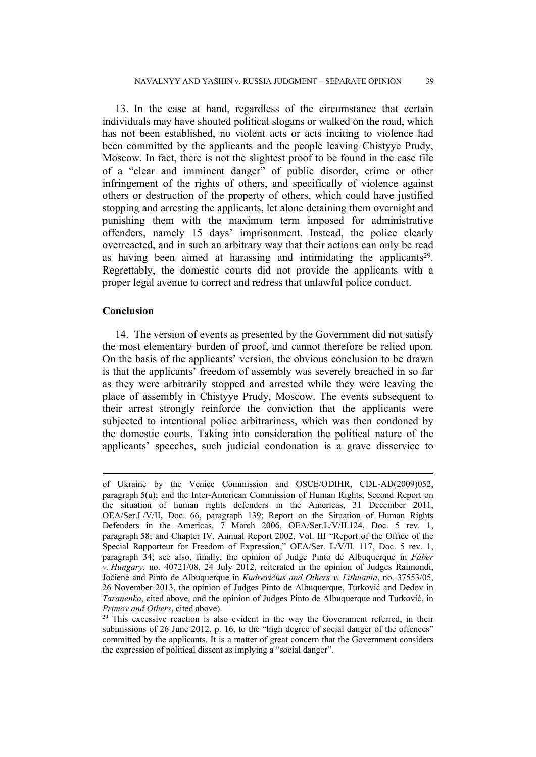13. In the case at hand, regardless of the circumstance that certain individuals may have shouted political slogans or walked on the road, which has not been established, no violent acts or acts inciting to violence had been committed by the applicants and the people leaving Chistyye Prudy, Moscow. In fact, there is not the slightest proof to be found in the case file of a "clear and imminent danger" of public disorder, crime or other infringement of the rights of others, and specifically of violence against others or destruction of the property of others, which could have justified stopping and arresting the applicants, let alone detaining them overnight and punishing them with the maximum term imposed for administrative offenders, namely 15 days' imprisonment. Instead, the police clearly overreacted, and in such an arbitrary way that their actions can only be read as having been aimed at harassing and intimidating the applicants[29]. Regrettably, the domestic courts did not provide the applicants with a proper legal avenue to correct and redress that unlawful police conduct.

**Conclusion**

14. The version of events as presented by the Government did not satisfy the most elementary burden of proof, and cannot therefore be relied upon. On the basis of the applicants' version, the obvious conclusion to be drawn is that the applicants' freedom of assembly was severely breached in so far as they were arbitrarily stopped and arrested while they were leaving the place of assembly in Chistyye Prudy, Moscow. The events subsequent to their arrest strongly reinforce the conviction that the applicants were subjected to intentional police arbitrariness, which was then condoned by the domestic courts. Taking into consideration the political nature of the applicants' speeches, such judicial condonation is a grave disservice to

---

of Ukraine by the Venice Commission and OSCE/ODIHR, CDL-AD(2009)052, paragraph 5(u); and the Inter-American Commission of Human Rights, Second Report on the situation of human rights defenders in the Americas, 31 December 2011, OEA/Ser.L/V/II, Doc. 66, paragraph 139; Report on the Situation of Human Rights Defenders in the Americas, 7 March 2006, OEA/Ser.L/V/II.124, Doc. 5 rev. 1, paragraph 58; and Chapter IV, Annual Report 2002, Vol. III "Report of the Office of the Special Rapporteur for Freedom of Expression," OEA/Ser. L/V/II. 117, Doc. 5 rev. 1, paragraph 34; see also, finally, the opinion of Judge Pinto de Albuquerque in *Fáber v. Hungary*, no. 40721/08, 24 July 2012, reiterated in the opinion of Judges Raimondi, Jočienė and Pinto de Albuquerque in *Kudrevičius and Others v. Lithuania*, no. 37553/05, 26 November 2013, the opinion of Judges Pinto de Albuquerque, Turković and Dedov in *Taranenko*, cited above, and the opinion of Judges Pinto de Albuquerque and Turković, in *Primov and Others*, cited above).

[29] This excessive reaction is also evident in the way the Government referred, in their submissions of 26 June 2012, p. 16, to the "high degree of social danger of the offences" committed by the applicants. It is a matter of great concern that the Government considers the expression of political dissent as implying a "social danger".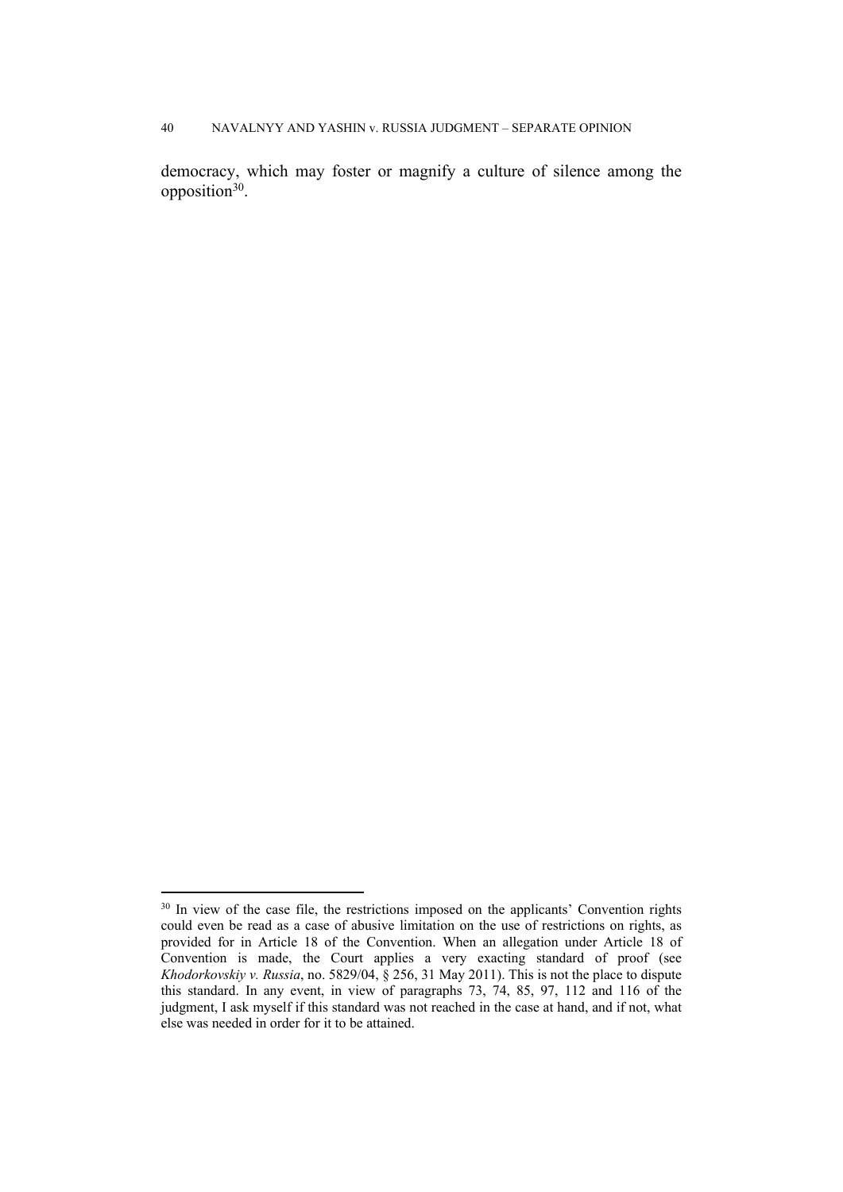democracy, which may foster or magnify a culture of silence among the opposition[30].

---

[30] In view of the case file, the restrictions imposed on the applicants' Convention rights could even be read as a case of abusive limitation on the use of restrictions on rights, as provided for in Article 18 of the Convention. When an allegation under Article 18 of Convention is made, the Court applies a very exacting standard of proof (see *Khodorkovskiy v. Russia*, no. 5829/04, § 256, 31 May 2011). This is not the place to dispute this standard. In any event, in view of paragraphs 73, 74, 85, 97, 112 and 116 of the judgment, I ask myself if this standard was not reached in the case at hand, and if not, what else was needed in order for it to be attained.